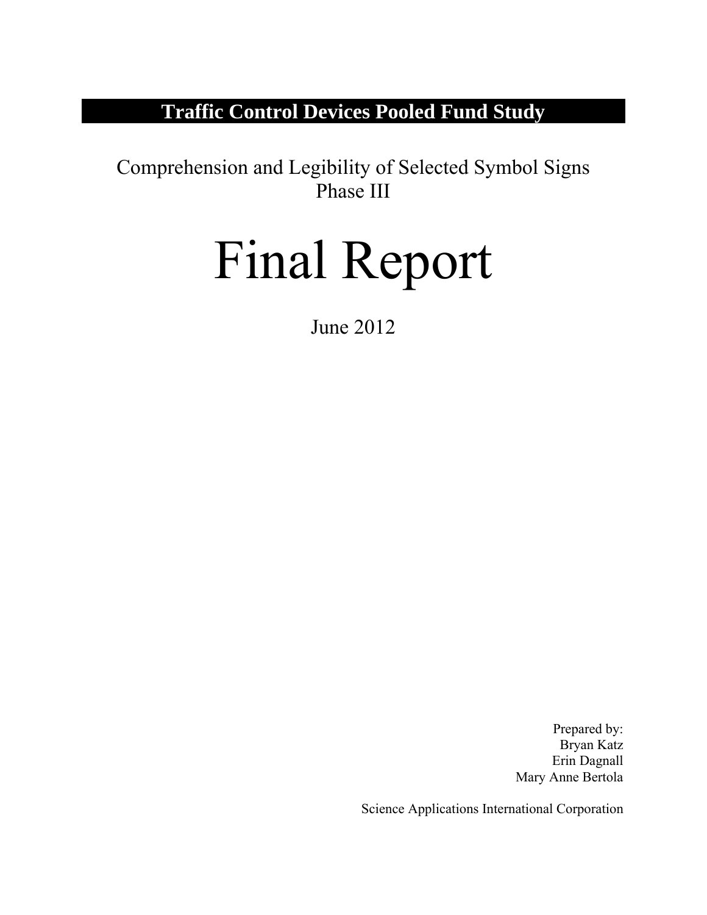**Traffic Control Devices Pooled Fund Study**

Comprehension and Legibility of Selected Symbol Signs
Phase III

# Final Report

June 2012

Prepared by:
Bryan Katz
Erin Dagnall
Mary Anne Bertola

Science Applications International Corporation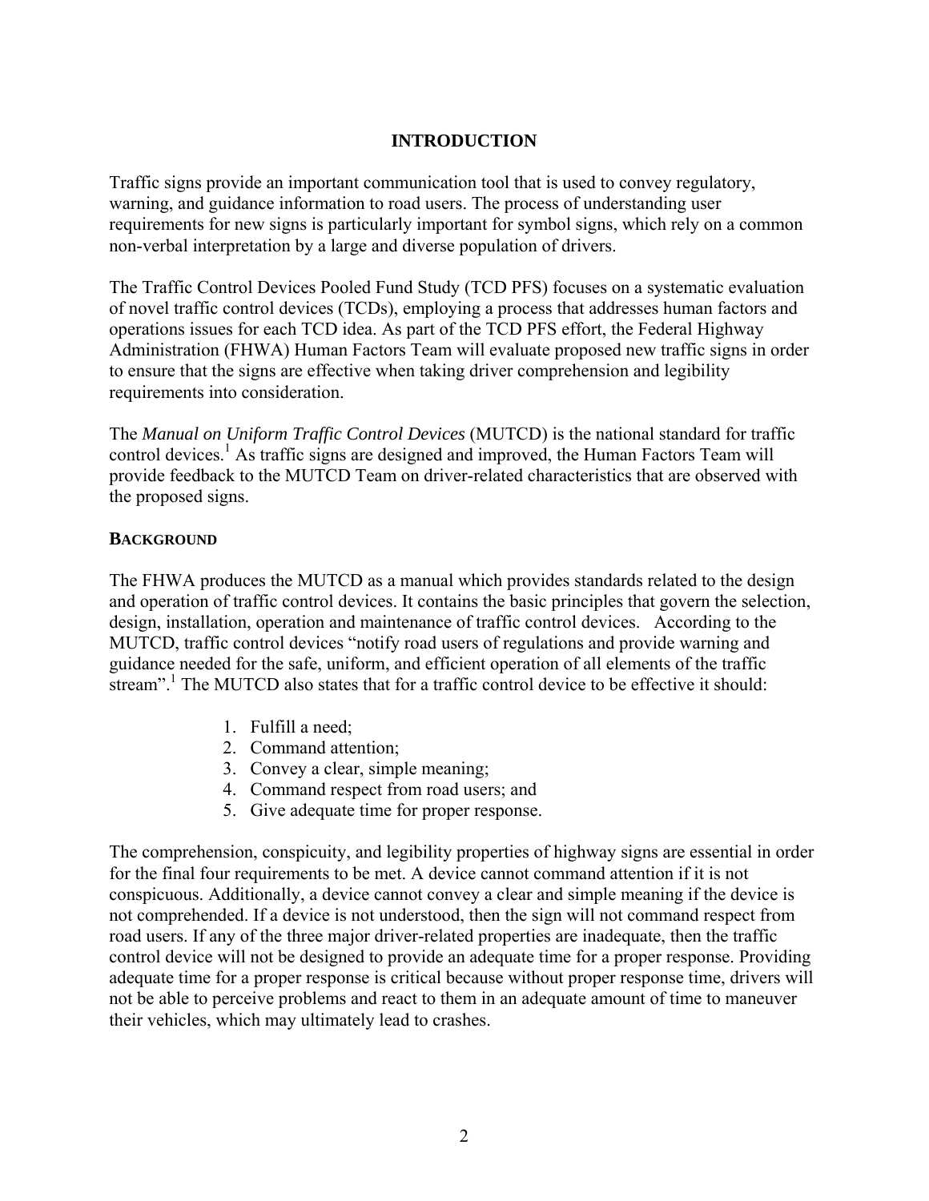# INTRODUCTION

Traffic signs provide an important communication tool that is used to convey regulatory, warning, and guidance information to road users. The process of understanding user requirements for new signs is particularly important for symbol signs, which rely on a common non-verbal interpretation by a large and diverse population of drivers.

The Traffic Control Devices Pooled Fund Study (TCD PFS) focuses on a systematic evaluation of novel traffic control devices (TCDs), employing a process that addresses human factors and operations issues for each TCD idea. As part of the TCD PFS effort, the Federal Highway Administration (FHWA) Human Factors Team will evaluate proposed new traffic signs in order to ensure that the signs are effective when taking driver comprehension and legibility requirements into consideration.

The *Manual on Uniform Traffic Control Devices* (MUTCD) is the national standard for traffic control devices.[1] As traffic signs are designed and improved, the Human Factors Team will provide feedback to the MUTCD Team on driver-related characteristics that are observed with the proposed signs.

## BACKGROUND

The FHWA produces the MUTCD as a manual which provides standards related to the design and operation of traffic control devices. It contains the basic principles that govern the selection, design, installation, operation and maintenance of traffic control devices. According to the MUTCD, traffic control devices "notify road users of regulations and provide warning and guidance needed for the safe, uniform, and efficient operation of all elements of the traffic stream".[1] The MUTCD also states that for a traffic control device to be effective it should:

1. Fulfill a need;
2. Command attention;
3. Convey a clear, simple meaning;
4. Command respect from road users; and
5. Give adequate time for proper response.

The comprehension, conspicuity, and legibility properties of highway signs are essential in order for the final four requirements to be met. A device cannot command attention if it is not conspicuous. Additionally, a device cannot convey a clear and simple meaning if the device is not comprehended. If a device is not understood, then the sign will not command respect from road users. If any of the three major driver-related properties are inadequate, then the traffic control device will not be designed to provide an adequate time for a proper response. Providing adequate time for a proper response is critical because without proper response time, drivers will not be able to perceive problems and react to them in an adequate amount of time to maneuver their vehicles, which may ultimately lead to crashes.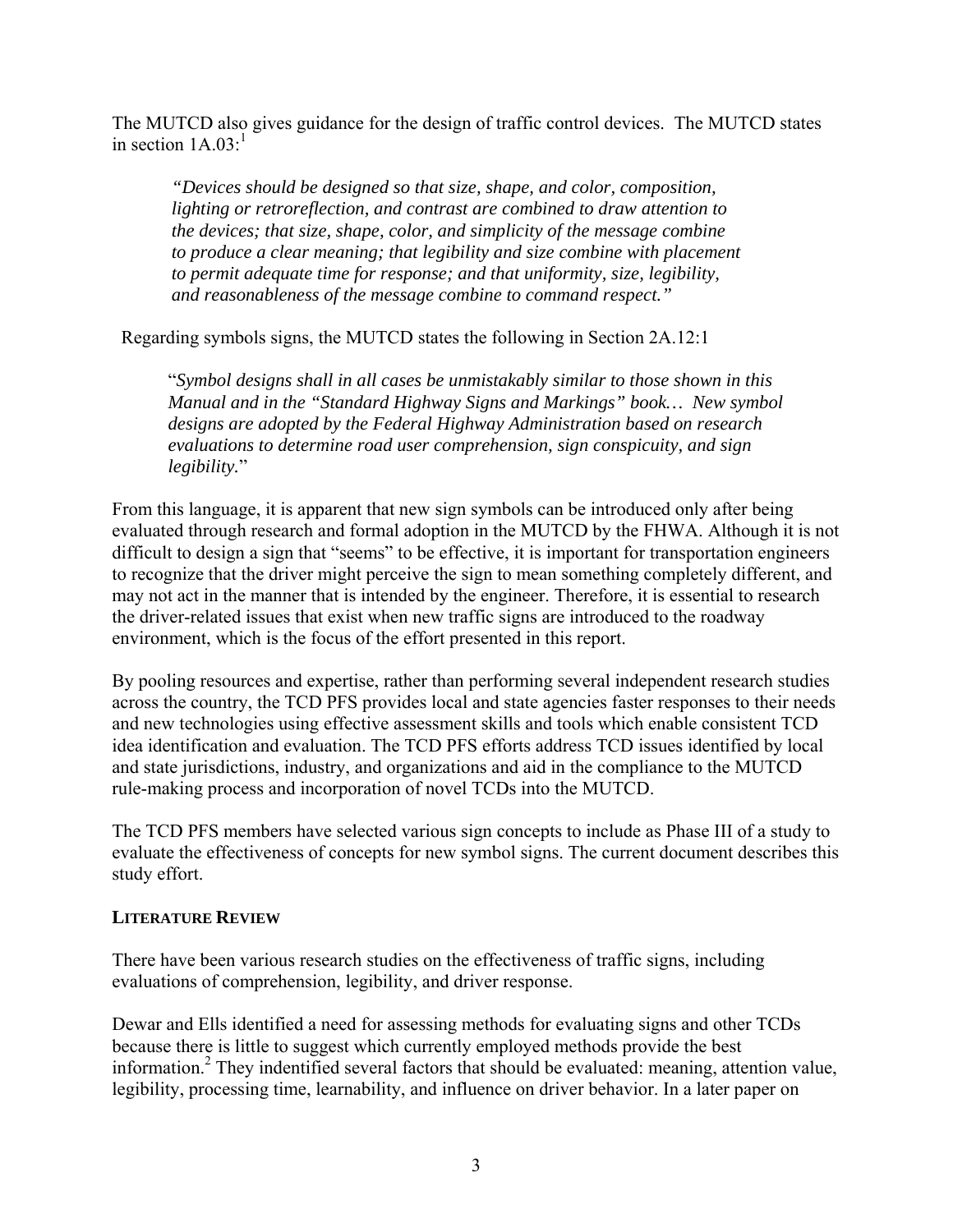The MUTCD also gives guidance for the design of traffic control devices. The MUTCD states in section 1A.03:[1]

> *"Devices should be designed so that size, shape, and color, composition, lighting or retroreflection, and contrast are combined to draw attention to the devices; that size, shape, color, and simplicity of the message combine to produce a clear meaning; that legibility and size combine with placement to permit adequate time for response; and that uniformity, size, legibility, and reasonableness of the message combine to command respect."*

Regarding symbols signs, the MUTCD states the following in Section 2A.12:1

> "*Symbol designs shall in all cases be unmistakably similar to those shown in this Manual and in the "Standard Highway Signs and Markings" book… New symbol designs are adopted by the Federal Highway Administration based on research evaluations to determine road user comprehension, sign conspicuity, and sign legibility.*"

From this language, it is apparent that new sign symbols can be introduced only after being evaluated through research and formal adoption in the MUTCD by the FHWA. Although it is not difficult to design a sign that "seems" to be effective, it is important for transportation engineers to recognize that the driver might perceive the sign to mean something completely different, and may not act in the manner that is intended by the engineer. Therefore, it is essential to research the driver-related issues that exist when new traffic signs are introduced to the roadway environment, which is the focus of the effort presented in this report.

By pooling resources and expertise, rather than performing several independent research studies across the country, the TCD PFS provides local and state agencies faster responses to their needs and new technologies using effective assessment skills and tools which enable consistent TCD idea identification and evaluation. The TCD PFS efforts address TCD issues identified by local and state jurisdictions, industry, and organizations and aid in the compliance to the MUTCD rule-making process and incorporation of novel TCDs into the MUTCD.

The TCD PFS members have selected various sign concepts to include as Phase III of a study to evaluate the effectiveness of concepts for new symbol signs. The current document describes this study effort.

## LITERATURE REVIEW

There have been various research studies on the effectiveness of traffic signs, including evaluations of comprehension, legibility, and driver response.

Dewar and Ells identified a need for assessing methods for evaluating signs and other TCDs because there is little to suggest which currently employed methods provide the best information.[2] They indentified several factors that should be evaluated: meaning, attention value, legibility, processing time, learnability, and influence on driver behavior. In a later paper on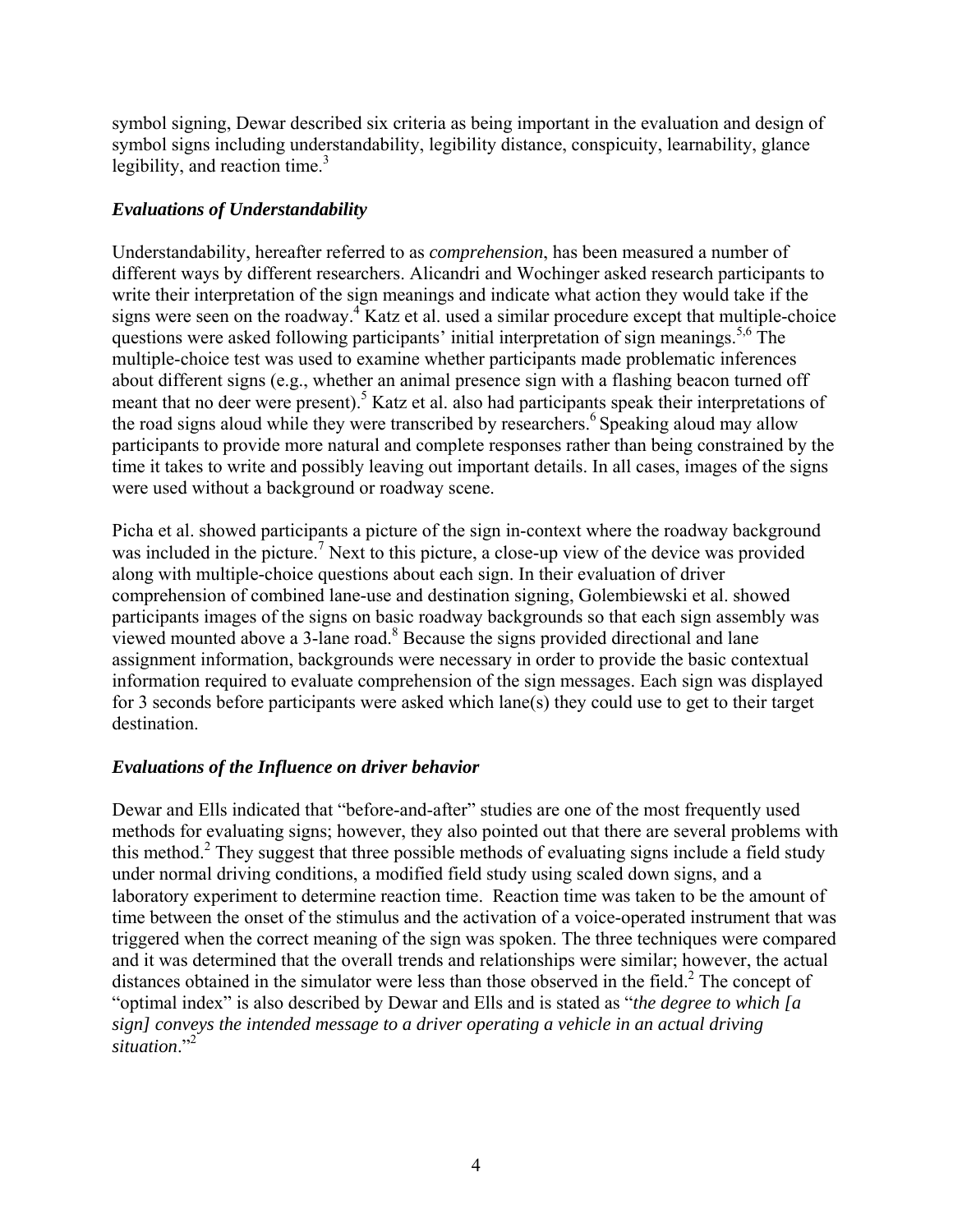symbol signing, Dewar described six criteria as being important in the evaluation and design of symbol signs including understandability, legibility distance, conspicuity, learnability, glance legibility, and reaction time.[3]

### *Evaluations of Understandability*

Understandability, hereafter referred to as *comprehension*, has been measured a number of different ways by different researchers. Alicandri and Wochinger asked research participants to write their interpretation of the sign meanings and indicate what action they would take if the signs were seen on the roadway.[4] Katz et al. used a similar procedure except that multiple-choice questions were asked following participants' initial interpretation of sign meanings.[5,6] The multiple-choice test was used to examine whether participants made problematic inferences about different signs (e.g., whether an animal presence sign with a flashing beacon turned off meant that no deer were present).[5] Katz et al. also had participants speak their interpretations of the road signs aloud while they were transcribed by researchers.[6] Speaking aloud may allow participants to provide more natural and complete responses rather than being constrained by the time it takes to write and possibly leaving out important details. In all cases, images of the signs were used without a background or roadway scene.

Picha et al. showed participants a picture of the sign in-context where the roadway background was included in the picture.[7] Next to this picture, a close-up view of the device was provided along with multiple-choice questions about each sign. In their evaluation of driver comprehension of combined lane-use and destination signing, Golembiewski et al. showed participants images of the signs on basic roadway backgrounds so that each sign assembly was viewed mounted above a 3-lane road.[8] Because the signs provided directional and lane assignment information, backgrounds were necessary in order to provide the basic contextual information required to evaluate comprehension of the sign messages. Each sign was displayed for 3 seconds before participants were asked which lane(s) they could use to get to their target destination.

### *Evaluations of the Influence on driver behavior*

Dewar and Ells indicated that "before-and-after" studies are one of the most frequently used methods for evaluating signs; however, they also pointed out that there are several problems with this method.[2] They suggest that three possible methods of evaluating signs include a field study under normal driving conditions, a modified field study using scaled down signs, and a laboratory experiment to determine reaction time. Reaction time was taken to be the amount of time between the onset of the stimulus and the activation of a voice-operated instrument that was triggered when the correct meaning of the sign was spoken. The three techniques were compared and it was determined that the overall trends and relationships were similar; however, the actual distances obtained in the simulator were less than those observed in the field.[2] The concept of "optimal index" is also described by Dewar and Ells and is stated as "*the degree to which [a sign] conveys the intended message to a driver operating a vehicle in an actual driving situation*."[2]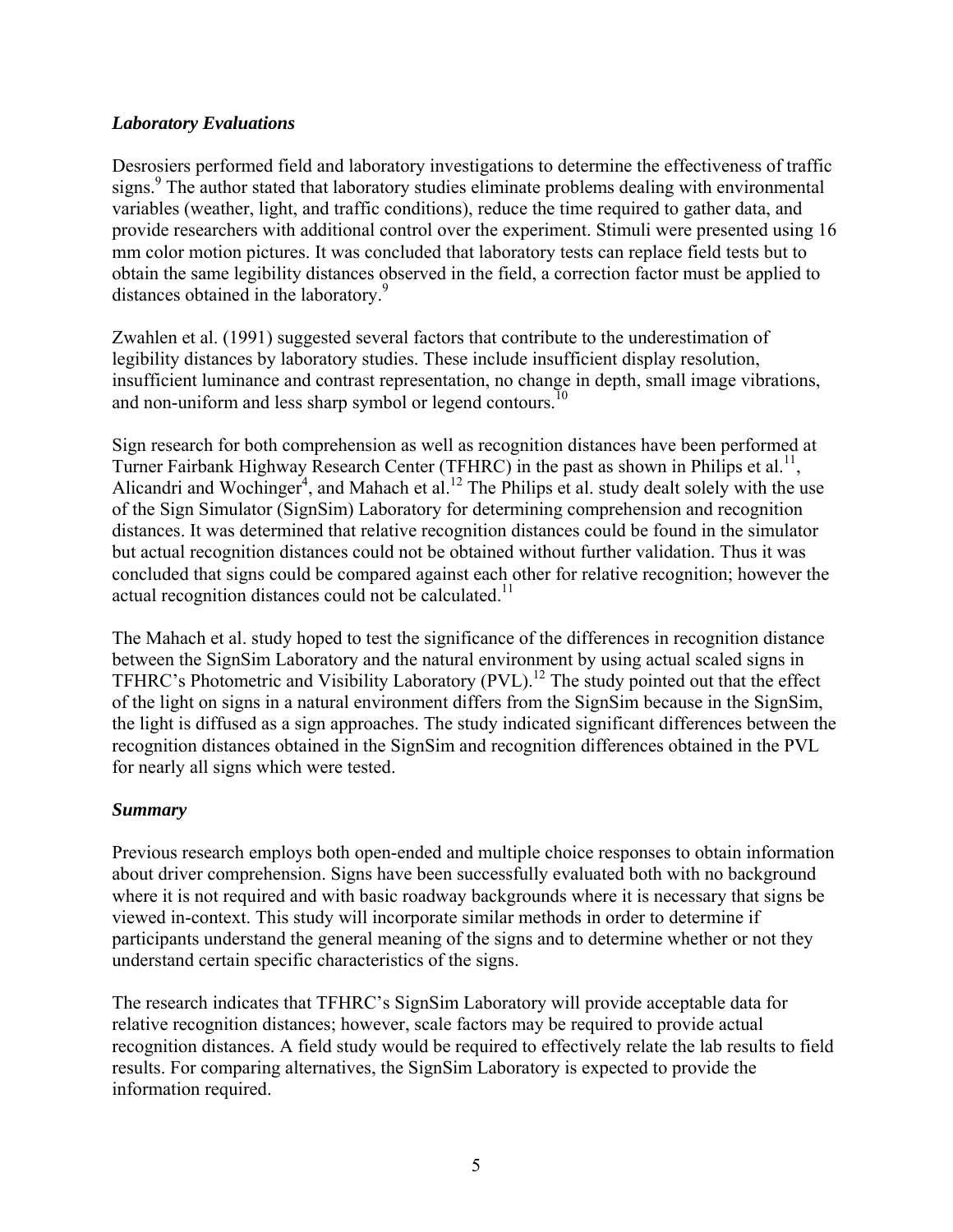### *Laboratory Evaluations*

Desrosiers performed field and laboratory investigations to determine the effectiveness of traffic signs.[9] The author stated that laboratory studies eliminate problems dealing with environmental variables (weather, light, and traffic conditions), reduce the time required to gather data, and provide researchers with additional control over the experiment. Stimuli were presented using 16 mm color motion pictures. It was concluded that laboratory tests can replace field tests but to obtain the same legibility distances observed in the field, a correction factor must be applied to distances obtained in the laboratory.[9]

Zwahlen et al. (1991) suggested several factors that contribute to the underestimation of legibility distances by laboratory studies. These include insufficient display resolution, insufficient luminance and contrast representation, no change in depth, small image vibrations, and non-uniform and less sharp symbol or legend contours.[10]

Sign research for both comprehension as well as recognition distances have been performed at Turner Fairbank Highway Research Center (TFHRC) in the past as shown in Philips et al.[11], Alicandri and Wochinger[4], and Mahach et al.[12] The Philips et al. study dealt solely with the use of the Sign Simulator (SignSim) Laboratory for determining comprehension and recognition distances. It was determined that relative recognition distances could be found in the simulator but actual recognition distances could not be obtained without further validation. Thus it was concluded that signs could be compared against each other for relative recognition; however the actual recognition distances could not be calculated.[11]

The Mahach et al. study hoped to test the significance of the differences in recognition distance between the SignSim Laboratory and the natural environment by using actual scaled signs in TFHRC's Photometric and Visibility Laboratory (PVL).[12] The study pointed out that the effect of the light on signs in a natural environment differs from the SignSim because in the SignSim, the light is diffused as a sign approaches. The study indicated significant differences between the recognition distances obtained in the SignSim and recognition differences obtained in the PVL for nearly all signs which were tested.

### *Summary*

Previous research employs both open-ended and multiple choice responses to obtain information about driver comprehension. Signs have been successfully evaluated both with no background where it is not required and with basic roadway backgrounds where it is necessary that signs be viewed in-context. This study will incorporate similar methods in order to determine if participants understand the general meaning of the signs and to determine whether or not they understand certain specific characteristics of the signs.

The research indicates that TFHRC's SignSim Laboratory will provide acceptable data for relative recognition distances; however, scale factors may be required to provide actual recognition distances. A field study would be required to effectively relate the lab results to field results. For comparing alternatives, the SignSim Laboratory is expected to provide the information required.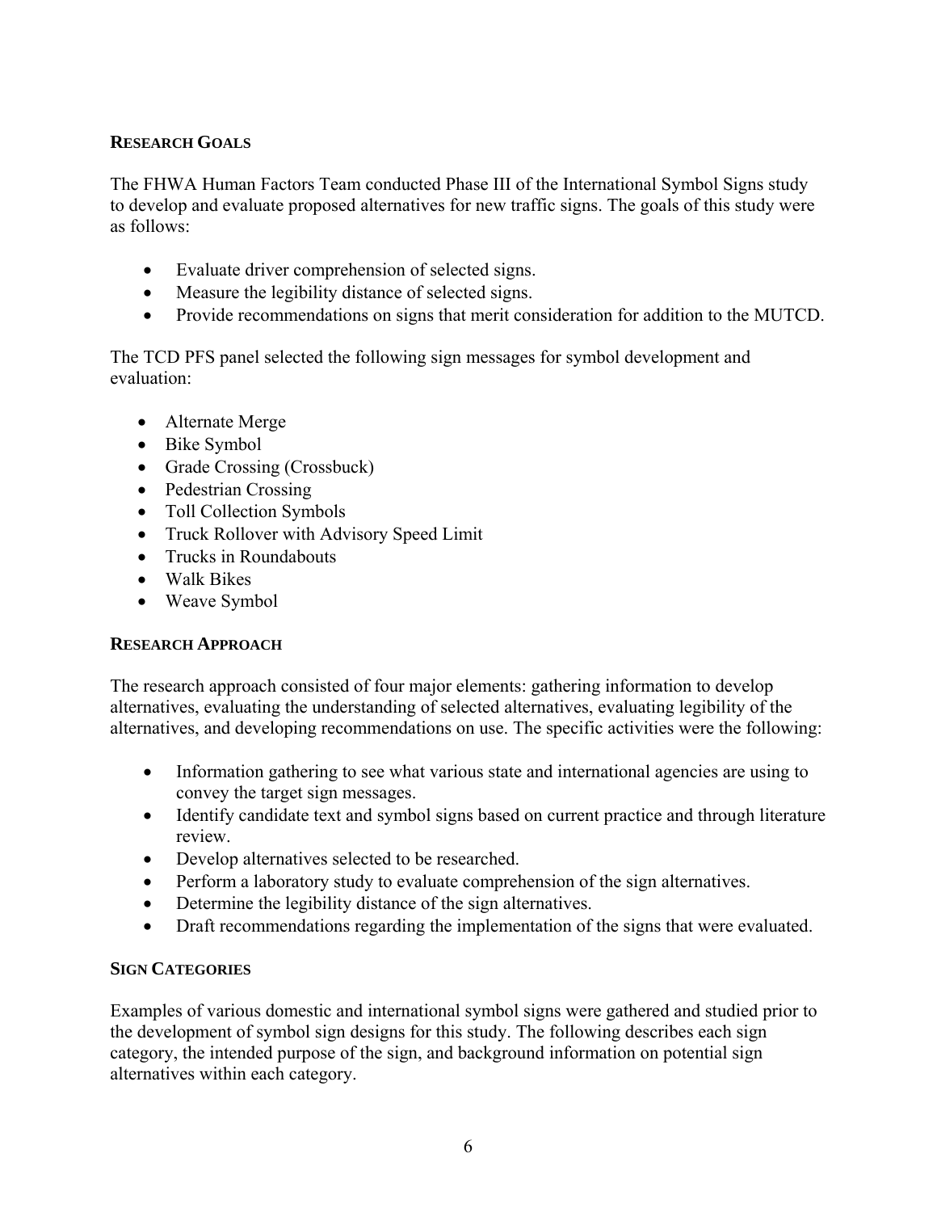## RESEARCH GOALS

The FHWA Human Factors Team conducted Phase III of the International Symbol Signs study to develop and evaluate proposed alternatives for new traffic signs. The goals of this study were as follows:

- Evaluate driver comprehension of selected signs.
- Measure the legibility distance of selected signs.
- Provide recommendations on signs that merit consideration for addition to the MUTCD.

The TCD PFS panel selected the following sign messages for symbol development and evaluation:

- Alternate Merge
- Bike Symbol
- Grade Crossing (Crossbuck)
- Pedestrian Crossing
- Toll Collection Symbols
- Truck Rollover with Advisory Speed Limit
- Trucks in Roundabouts
- Walk Bikes
- Weave Symbol

## RESEARCH APPROACH

The research approach consisted of four major elements: gathering information to develop alternatives, evaluating the understanding of selected alternatives, evaluating legibility of the alternatives, and developing recommendations on use. The specific activities were the following:

- Information gathering to see what various state and international agencies are using to convey the target sign messages.
- Identify candidate text and symbol signs based on current practice and through literature review.
- Develop alternatives selected to be researched.
- Perform a laboratory study to evaluate comprehension of the sign alternatives.
- Determine the legibility distance of the sign alternatives.
- Draft recommendations regarding the implementation of the signs that were evaluated.

## SIGN CATEGORIES

Examples of various domestic and international symbol signs were gathered and studied prior to the development of symbol sign designs for this study. The following describes each sign category, the intended purpose of the sign, and background information on potential sign alternatives within each category.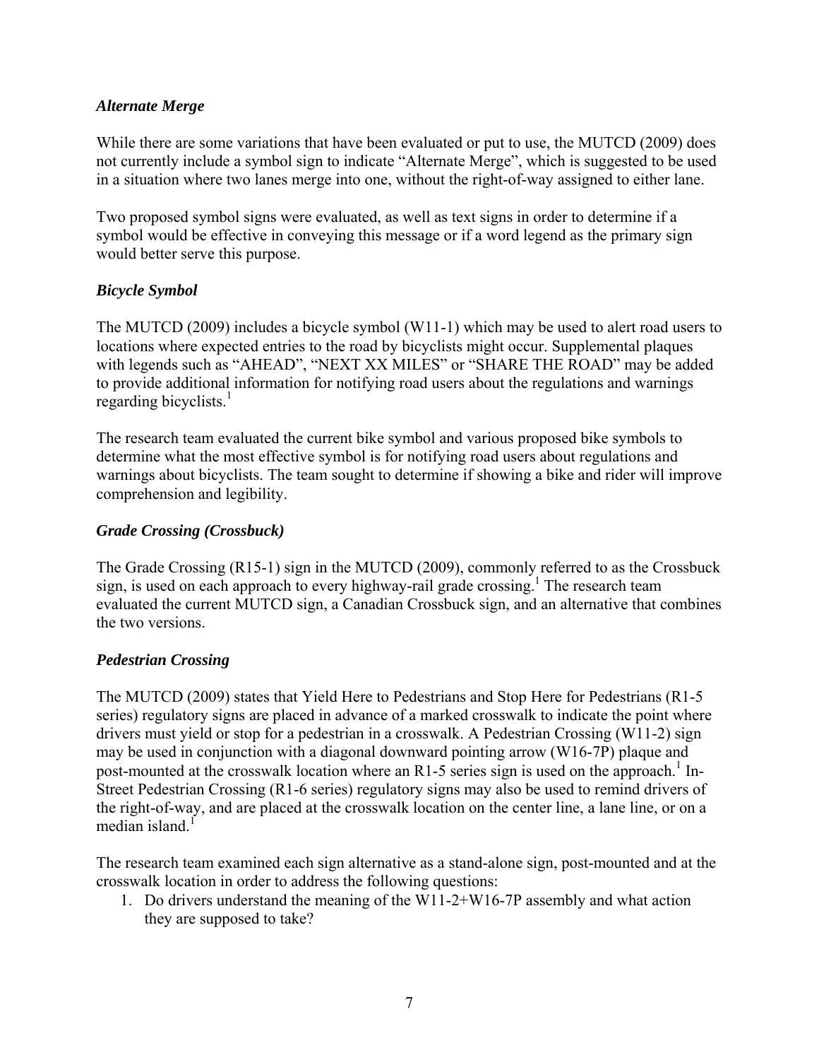### *Alternate Merge*

While there are some variations that have been evaluated or put to use, the MUTCD (2009) does not currently include a symbol sign to indicate "Alternate Merge", which is suggested to be used in a situation where two lanes merge into one, without the right-of-way assigned to either lane.

Two proposed symbol signs were evaluated, as well as text signs in order to determine if a symbol would be effective in conveying this message or if a word legend as the primary sign would better serve this purpose.

### *Bicycle Symbol*

The MUTCD (2009) includes a bicycle symbol (W11-1) which may be used to alert road users to locations where expected entries to the road by bicyclists might occur. Supplemental plaques with legends such as "AHEAD", "NEXT XX MILES" or "SHARE THE ROAD" may be added to provide additional information for notifying road users about the regulations and warnings regarding bicyclists.[1]

The research team evaluated the current bike symbol and various proposed bike symbols to determine what the most effective symbol is for notifying road users about regulations and warnings about bicyclists. The team sought to determine if showing a bike and rider will improve comprehension and legibility.

### *Grade Crossing (Crossbuck)*

The Grade Crossing (R15-1) sign in the MUTCD (2009), commonly referred to as the Crossbuck sign, is used on each approach to every highway-rail grade crossing.[1] The research team evaluated the current MUTCD sign, a Canadian Crossbuck sign, and an alternative that combines the two versions.

### *Pedestrian Crossing*

The MUTCD (2009) states that Yield Here to Pedestrians and Stop Here for Pedestrians (R1-5 series) regulatory signs are placed in advance of a marked crosswalk to indicate the point where drivers must yield or stop for a pedestrian in a crosswalk. A Pedestrian Crossing (W11-2) sign may be used in conjunction with a diagonal downward pointing arrow (W16-7P) plaque and post-mounted at the crosswalk location where an R1-5 series sign is used on the approach.[1] In-Street Pedestrian Crossing (R1-6 series) regulatory signs may also be used to remind drivers of the right-of-way, and are placed at the crosswalk location on the center line, a lane line, or on a median island.[1]

The research team examined each sign alternative as a stand-alone sign, post-mounted and at the crosswalk location in order to address the following questions:

1. Do drivers understand the meaning of the W11-2+W16-7P assembly and what action they are supposed to take?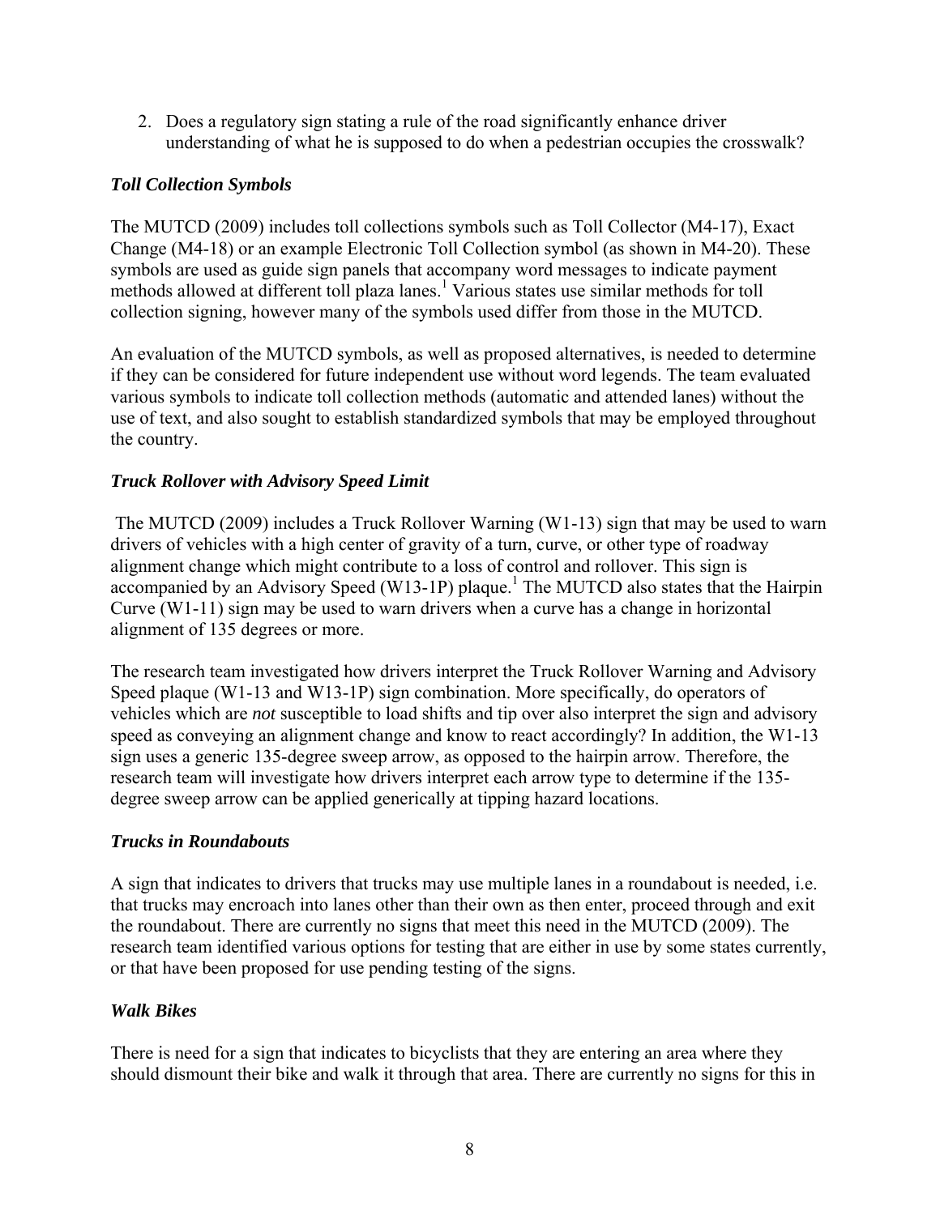2. Does a regulatory sign stating a rule of the road significantly enhance driver understanding of what he is supposed to do when a pedestrian occupies the crosswalk?

### *Toll Collection Symbols*

The MUTCD (2009) includes toll collections symbols such as Toll Collector (M4-17), Exact Change (M4-18) or an example Electronic Toll Collection symbol (as shown in M4-20). These symbols are used as guide sign panels that accompany word messages to indicate payment methods allowed at different toll plaza lanes.[1] Various states use similar methods for toll collection signing, however many of the symbols used differ from those in the MUTCD.

An evaluation of the MUTCD symbols, as well as proposed alternatives, is needed to determine if they can be considered for future independent use without word legends. The team evaluated various symbols to indicate toll collection methods (automatic and attended lanes) without the use of text, and also sought to establish standardized symbols that may be employed throughout the country.

### *Truck Rollover with Advisory Speed Limit*

The MUTCD (2009) includes a Truck Rollover Warning (W1-13) sign that may be used to warn drivers of vehicles with a high center of gravity of a turn, curve, or other type of roadway alignment change which might contribute to a loss of control and rollover. This sign is accompanied by an Advisory Speed (W13-1P) plaque.[1] The MUTCD also states that the Hairpin Curve (W1-11) sign may be used to warn drivers when a curve has a change in horizontal alignment of 135 degrees or more.

The research team investigated how drivers interpret the Truck Rollover Warning and Advisory Speed plaque (W1-13 and W13-1P) sign combination. More specifically, do operators of vehicles which are *not* susceptible to load shifts and tip over also interpret the sign and advisory speed as conveying an alignment change and know to react accordingly? In addition, the W1-13 sign uses a generic 135-degree sweep arrow, as opposed to the hairpin arrow. Therefore, the research team will investigate how drivers interpret each arrow type to determine if the 135-degree sweep arrow can be applied generically at tipping hazard locations.

### *Trucks in Roundabouts*

A sign that indicates to drivers that trucks may use multiple lanes in a roundabout is needed, i.e. that trucks may encroach into lanes other than their own as then enter, proceed through and exit the roundabout. There are currently no signs that meet this need in the MUTCD (2009). The research team identified various options for testing that are either in use by some states currently, or that have been proposed for use pending testing of the signs.

### *Walk Bikes*

There is need for a sign that indicates to bicyclists that they are entering an area where they should dismount their bike and walk it through that area. There are currently no signs for this in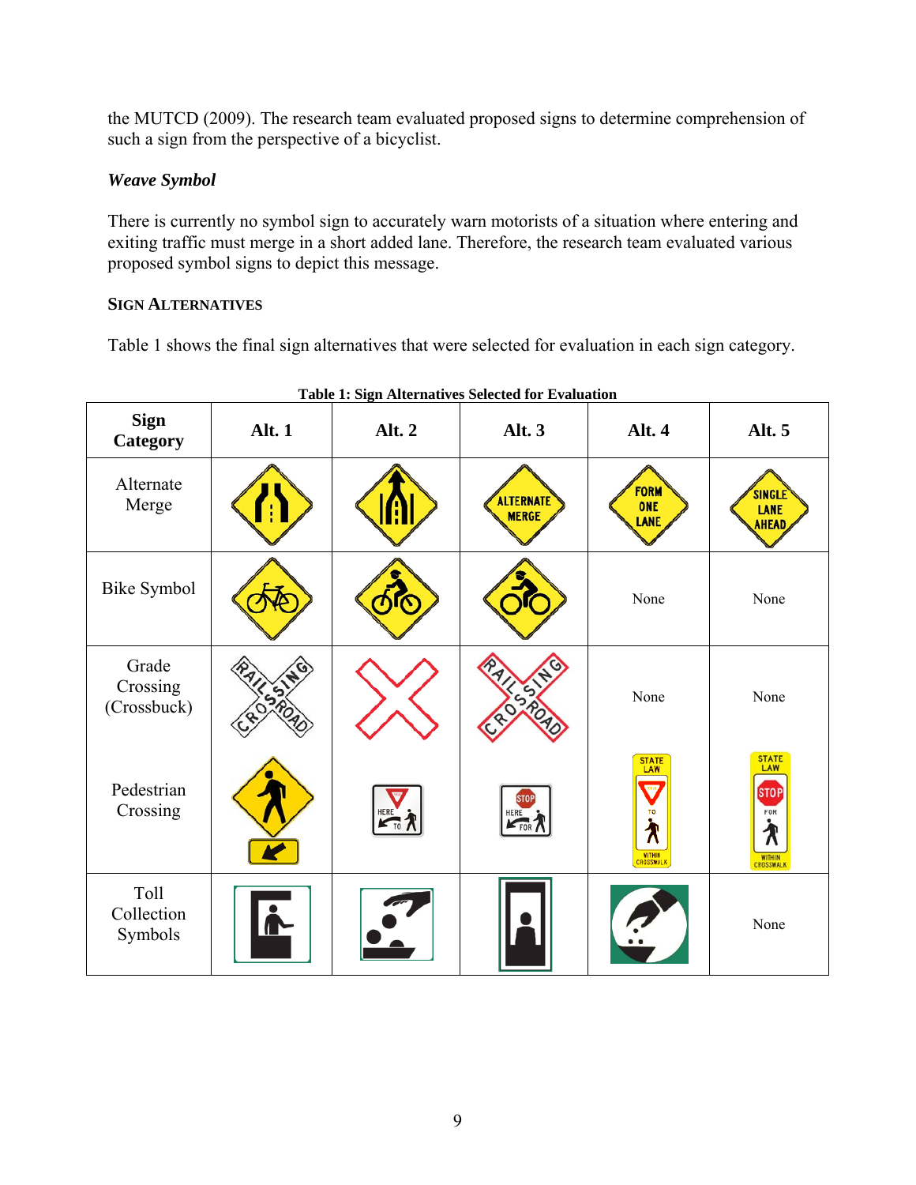the MUTCD (2009). The research team evaluated proposed signs to determine comprehension of such a sign from the perspective of a bicyclist.

***Weave Symbol***

There is currently no symbol sign to accurately warn motorists of a situation where entering and exiting traffic must merge in a short added lane. Therefore, the research team evaluated various proposed symbol signs to depict this message.

**SIGN ALTERNATIVES**

Table 1 shows the final sign alternatives that were selected for evaluation in each sign category.

**Table 1: Sign Alternatives Selected for Evaluation**

| Sign Category | Alt. 1 | Alt. 2 | Alt. 3 | Alt. 4 | Alt. 5 |
|---|---|---|---|---|---|
| Alternate Merge | | | ALTERNATE MERGE | FORM ONE LANE | SINGLE LANE AHEAD |
| Bike Symbol | | | | None | None |
| Grade Crossing (Crossbuck) | RAILROAD CROSSING | | RAILROAD CROSSING | None | None |
| Pedestrian Crossing | | HERE TO | HERE FOR | STATE LAW TO WITHIN CROSSWALK | STATE LAW STOP FOR WITHIN CROSSWALK |
| Toll Collection Symbols | | | | | None |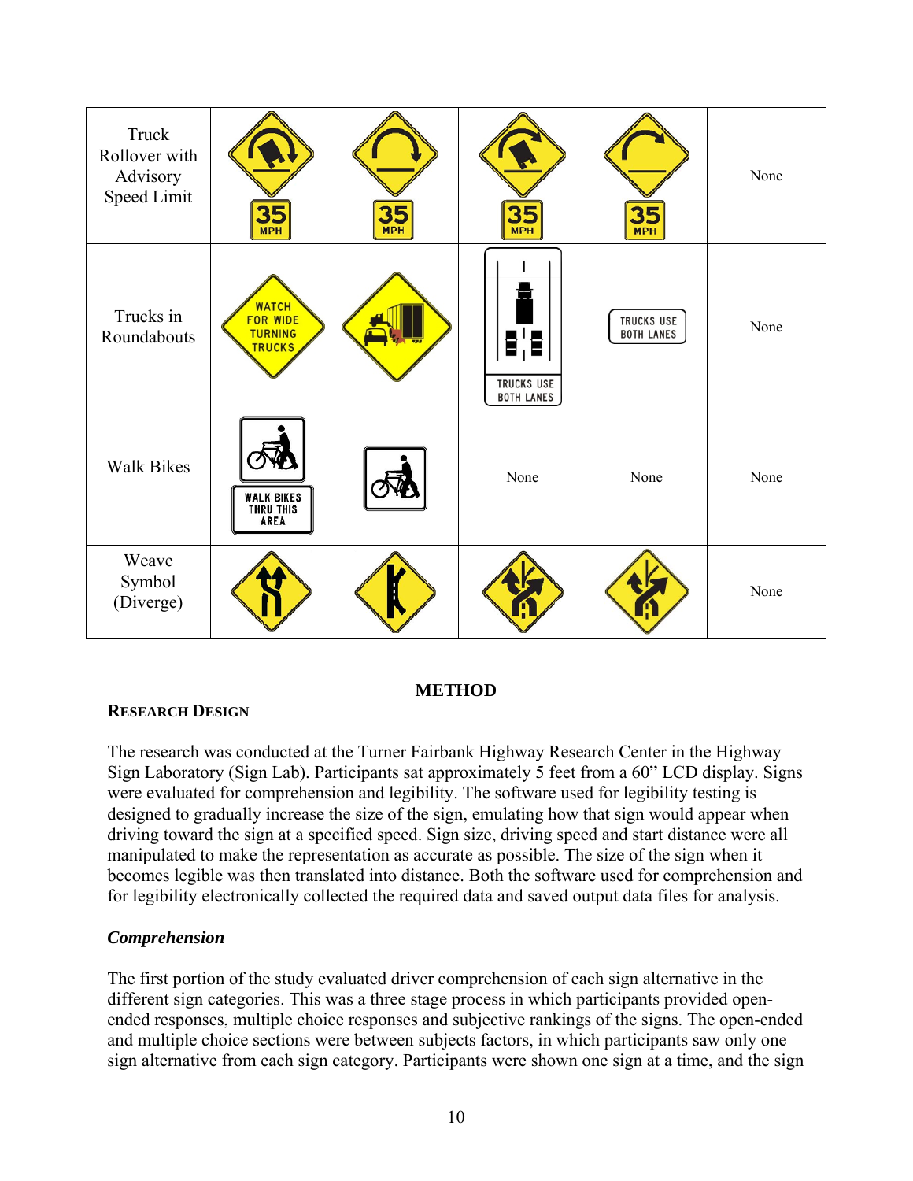| | | | | | |
|---|---|---|---|---|---|
| Truck Rollover with Advisory Speed Limit | 35 MPH | 35 MPH | 35 MPH | 35 MPH | None |
| Trucks in Roundabouts | WATCH FOR WIDE TURNING TRUCKS | | TRUCKS USE BOTH LANES | TRUCKS USE BOTH LANES | None |
| Walk Bikes | WALK BIKES THRU THIS AREA | | None | None | None |
| Weave Symbol (Diverge) | | | | | None |

# METHOD

## RESEARCH DESIGN

The research was conducted at the Turner Fairbank Highway Research Center in the Highway Sign Laboratory (Sign Lab). Participants sat approximately 5 feet from a 60" LCD display. Signs were evaluated for comprehension and legibility. The software used for legibility testing is designed to gradually increase the size of the sign, emulating how that sign would appear when driving toward the sign at a specified speed. Sign size, driving speed and start distance were all manipulated to make the representation as accurate as possible. The size of the sign when it becomes legible was then translated into distance. Both the software used for comprehension and for legibility electronically collected the required data and saved output data files for analysis.

### *Comprehension*

The first portion of the study evaluated driver comprehension of each sign alternative in the different sign categories. This was a three stage process in which participants provided open-ended responses, multiple choice responses and subjective rankings of the signs. The open-ended and multiple choice sections were between subjects factors, in which participants saw only one sign alternative from each sign category. Participants were shown one sign at a time, and the sign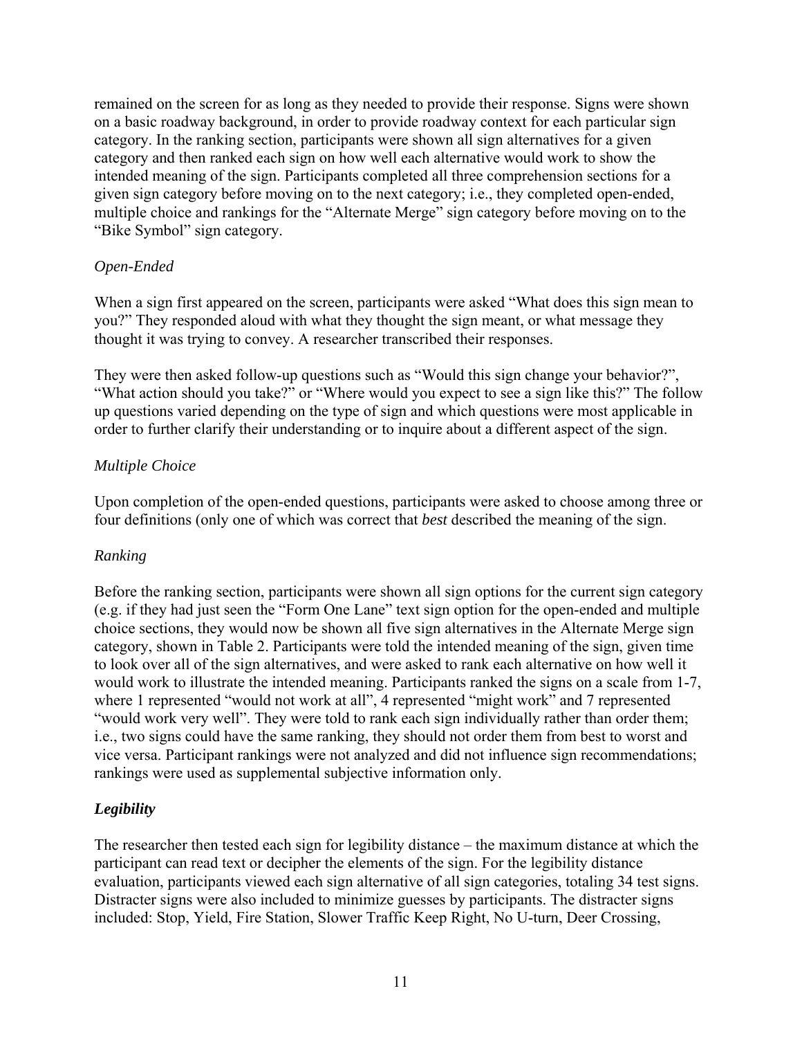remained on the screen for as long as they needed to provide their response. Signs were shown on a basic roadway background, in order to provide roadway context for each particular sign category. In the ranking section, participants were shown all sign alternatives for a given category and then ranked each sign on how well each alternative would work to show the intended meaning of the sign. Participants completed all three comprehension sections for a given sign category before moving on to the next category; i.e., they completed open-ended, multiple choice and rankings for the "Alternate Merge" sign category before moving on to the "Bike Symbol" sign category.

*Open-Ended*

When a sign first appeared on the screen, participants were asked "What does this sign mean to you?" They responded aloud with what they thought the sign meant, or what message they thought it was trying to convey. A researcher transcribed their responses.

They were then asked follow-up questions such as "Would this sign change your behavior?", "What action should you take?" or "Where would you expect to see a sign like this?" The follow up questions varied depending on the type of sign and which questions were most applicable in order to further clarify their understanding or to inquire about a different aspect of the sign.

*Multiple Choice*

Upon completion of the open-ended questions, participants were asked to choose among three or four definitions (only one of which was correct that *best* described the meaning of the sign.

*Ranking*

Before the ranking section, participants were shown all sign options for the current sign category (e.g. if they had just seen the "Form One Lane" text sign option for the open-ended and multiple choice sections, they would now be shown all five sign alternatives in the Alternate Merge sign category, shown in Table 2. Participants were told the intended meaning of the sign, given time to look over all of the sign alternatives, and were asked to rank each alternative on how well it would work to illustrate the intended meaning. Participants ranked the signs on a scale from 1-7, where 1 represented "would not work at all", 4 represented "might work" and 7 represented "would work very well". They were told to rank each sign individually rather than order them; i.e., two signs could have the same ranking, they should not order them from best to worst and vice versa. Participant rankings were not analyzed and did not influence sign recommendations; rankings were used as supplemental subjective information only.

***Legibility***

The researcher then tested each sign for legibility distance – the maximum distance at which the participant can read text or decipher the elements of the sign. For the legibility distance evaluation, participants viewed each sign alternative of all sign categories, totaling 34 test signs. Distracter signs were also included to minimize guesses by participants. The distracter signs included: Stop, Yield, Fire Station, Slower Traffic Keep Right, No U-turn, Deer Crossing,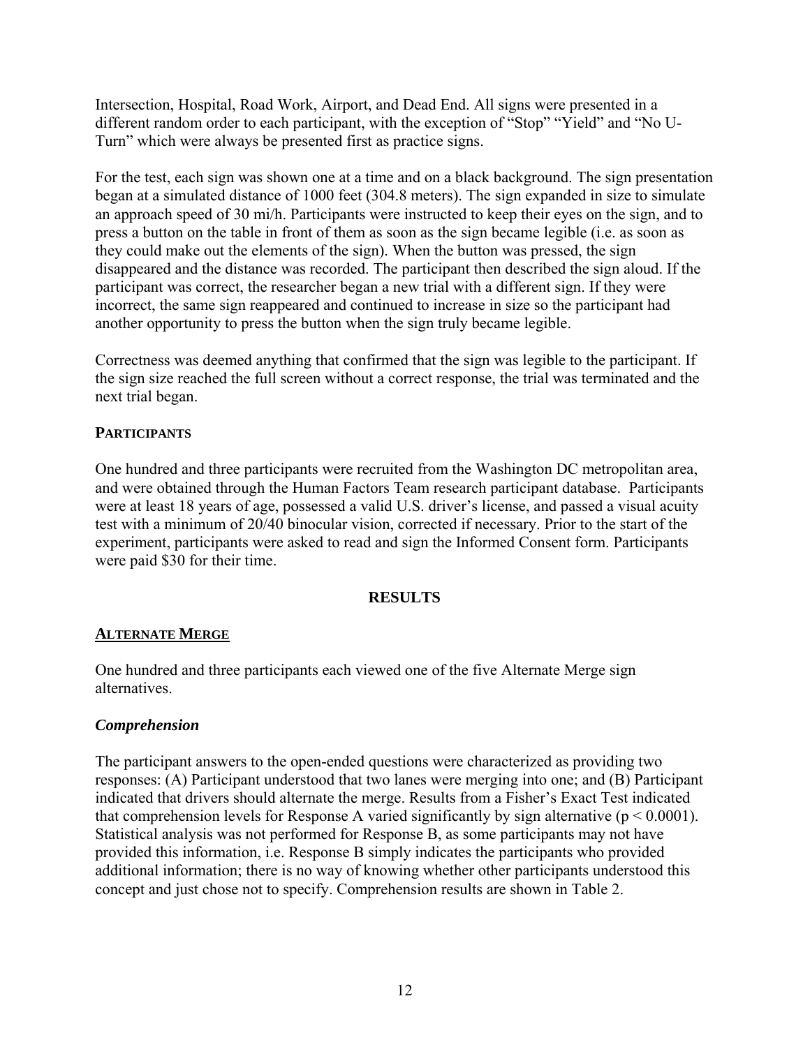Intersection, Hospital, Road Work, Airport, and Dead End. All signs were presented in a different random order to each participant, with the exception of "Stop" "Yield" and "No U-Turn" which were always be presented first as practice signs.

For the test, each sign was shown one at a time and on a black background. The sign presentation began at a simulated distance of 1000 feet (304.8 meters). The sign expanded in size to simulate an approach speed of 30 mi/h. Participants were instructed to keep their eyes on the sign, and to press a button on the table in front of them as soon as the sign became legible (i.e. as soon as they could make out the elements of the sign). When the button was pressed, the sign disappeared and the distance was recorded. The participant then described the sign aloud. If the participant was correct, the researcher began a new trial with a different sign. If they were incorrect, the same sign reappeared and continued to increase in size so the participant had another opportunity to press the button when the sign truly became legible.

Correctness was deemed anything that confirmed that the sign was legible to the participant. If the sign size reached the full screen without a correct response, the trial was terminated and the next trial began.

### PARTICIPANTS

One hundred and three participants were recruited from the Washington DC metropolitan area, and were obtained through the Human Factors Team research participant database. Participants were at least 18 years of age, possessed a valid U.S. driver's license, and passed a visual acuity test with a minimum of 20/40 binocular vision, corrected if necessary. Prior to the start of the experiment, participants were asked to read and sign the Informed Consent form. Participants were paid $30 for their time.

## RESULTS

### ALTERNATE MERGE

One hundred and three participants each viewed one of the five Alternate Merge sign alternatives.

#### *Comprehension*

The participant answers to the open-ended questions were characterized as providing two responses: (A) Participant understood that two lanes were merging into one; and (B) Participant indicated that drivers should alternate the merge. Results from a Fisher's Exact Test indicated that comprehension levels for Response A varied significantly by sign alternative ($p < 0.0001$). Statistical analysis was not performed for Response B, as some participants may not have provided this information, i.e. Response B simply indicates the participants who provided additional information; there is no way of knowing whether other participants understood this concept and just chose not to specify. Comprehension results are shown in Table 2.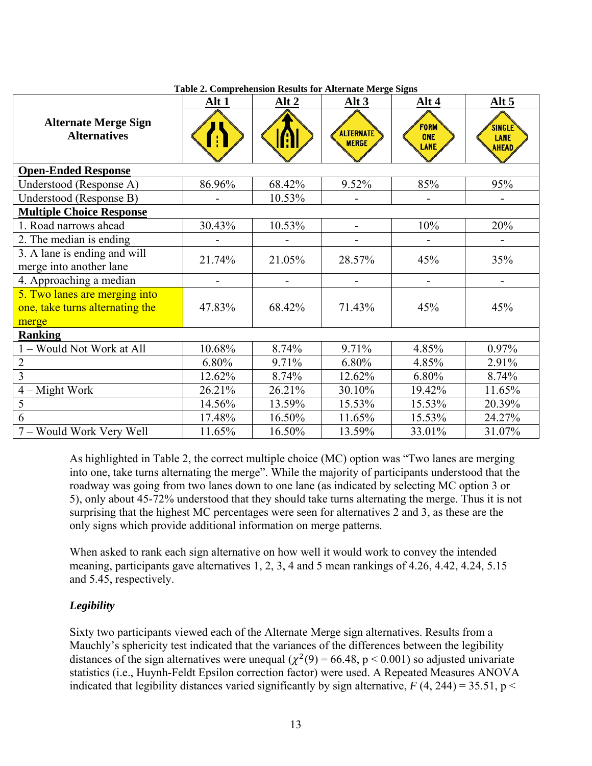**Table 2. Comprehension Results for Alternate Merge Signs**

| Alternate Merge Sign Alternatives | Alt 1 | Alt 2 | Alt 3 | Alt 4 | Alt 5 |
|---|---|---|---|---|---|
| | | | ALTERNATE MERGE | FORM ONE LANE | SINGLE LANE AHEAD |
| **Open-Ended Response** | | | | | |
| Understood (Response A) | 86.96% | 68.42% | 9.52% | 85% | 95% |
| Understood (Response B) | - | 10.53% | - | - | - |
| **Multiple Choice Response** | | | | | |
| 1. Road narrows ahead | 30.43% | 10.53% | - | 10% | 20% |
| 2. The median is ending | - | - | - | - | - |
| 3. A lane is ending and will merge into another lane | 21.74% | 21.05% | 28.57% | 45% | 35% |
| 4. Approaching a median | - | - | - | - | - |
| 5. Two lanes are merging into one, take turns alternating the merge | 47.83% | 68.42% | 71.43% | 45% | 45% |
| **Ranking** | | | | | |
| 1 – Would Not Work at All | 10.68% | 8.74% | 9.71% | 4.85% | 0.97% |
| 2 | 6.80% | 9.71% | 6.80% | 4.85% | 2.91% |
| 3 | 12.62% | 8.74% | 12.62% | 6.80% | 8.74% |
| 4 – Might Work | 26.21% | 26.21% | 30.10% | 19.42% | 11.65% |
| 5 | 14.56% | 13.59% | 15.53% | 15.53% | 20.39% |
| 6 | 17.48% | 16.50% | 11.65% | 15.53% | 24.27% |
| 7 – Would Work Very Well | 11.65% | 16.50% | 13.59% | 33.01% | 31.07% |

As highlighted in Table 2, the correct multiple choice (MC) option was "Two lanes are merging into one, take turns alternating the merge". While the majority of participants understood that the roadway was going from two lanes down to one lane (as indicated by selecting MC option 3 or 5), only about 45-72% understood that they should take turns alternating the merge. Thus it is not surprising that the highest MC percentages were seen for alternatives 2 and 3, as these are the only signs which provide additional information on merge patterns.

When asked to rank each sign alternative on how well it would work to convey the intended meaning, participants gave alternatives 1, 2, 3, 4 and 5 mean rankings of 4.26, 4.42, 4.24, 5.15 and 5.45, respectively.

### *Legibility*

Sixty two participants viewed each of the Alternate Merge sign alternatives. Results from a Mauchly's sphericity test indicated that the variances of the differences between the legibility distances of the sign alternatives were unequal ($\chi^2(9) = 66.48$, $p < 0.001$) so adjusted univariate statistics (i.e., Huynh-Feldt Epsilon correction factor) were used. A Repeated Measures ANOVA indicated that legibility distances varied significantly by sign alternative, $F\ (4, 244) = 35.51$, p <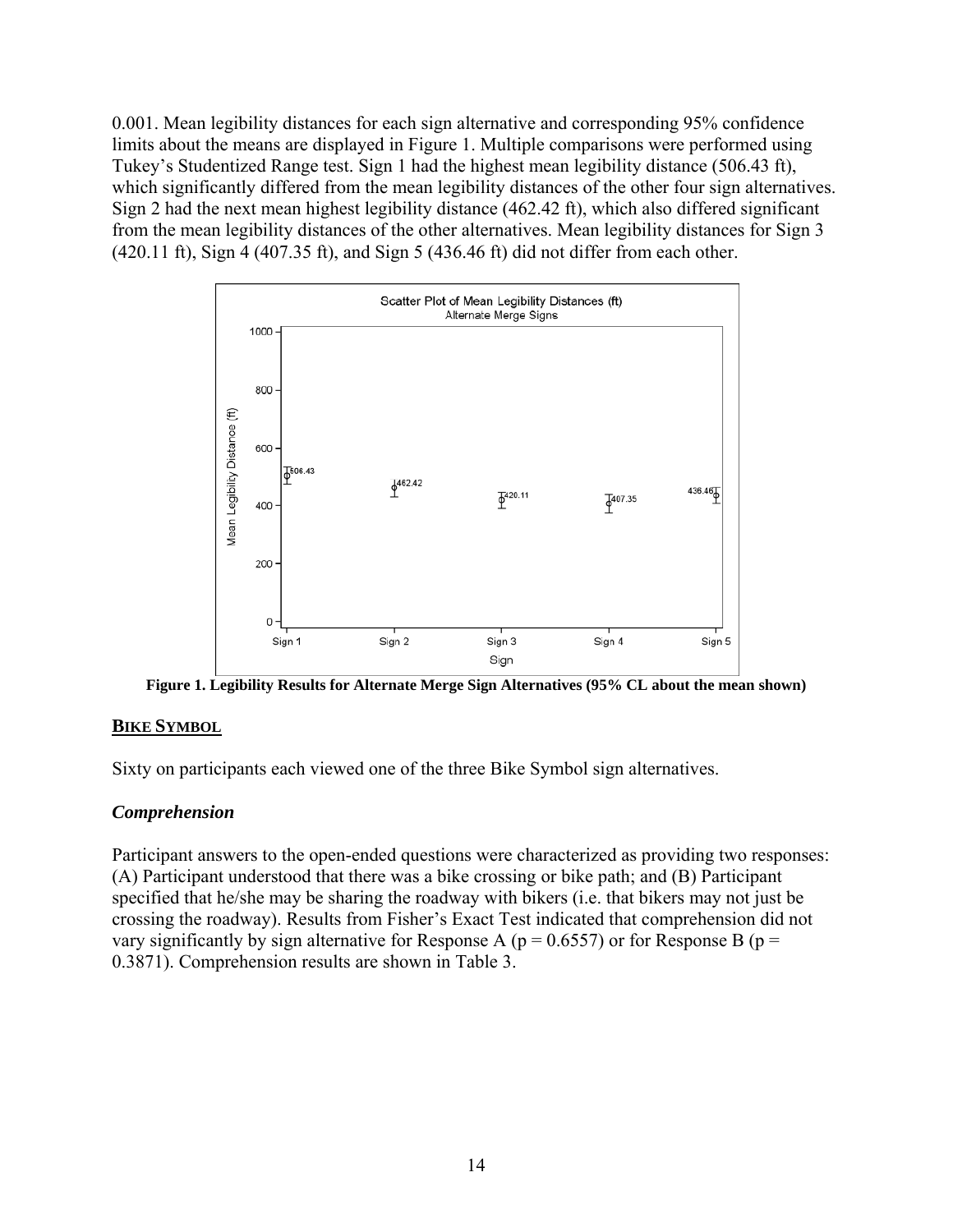0.001. Mean legibility distances for each sign alternative and corresponding 95% confidence limits about the means are displayed in Figure 1. Multiple comparisons were performed using Tukey's Studentized Range test. Sign 1 had the highest mean legibility distance (506.43 ft), which significantly differed from the mean legibility distances of the other four sign alternatives. Sign 2 had the next mean highest legibility distance (462.42 ft), which also differed significant from the mean legibility distances of the other alternatives. Mean legibility distances for Sign 3 (420.11 ft), Sign 4 (407.35 ft), and Sign 5 (436.46 ft) did not differ from each other.

**Figure 1. Legibility Results for Alternate Merge Sign Alternatives (95% CL about the mean shown)**

## BIKE SYMBOL

Sixty on participants each viewed one of the three Bike Symbol sign alternatives.

### *Comprehension*

Participant answers to the open-ended questions were characterized as providing two responses: (A) Participant understood that there was a bike crossing or bike path; and (B) Participant specified that he/she may be sharing the roadway with bikers (i.e. that bikers may not just be crossing the roadway). Results from Fisher's Exact Test indicated that comprehension did not vary significantly by sign alternative for Response A ($p = 0.6557$) or for Response B ($p = 0.3871$). Comprehension results are shown in Table 3.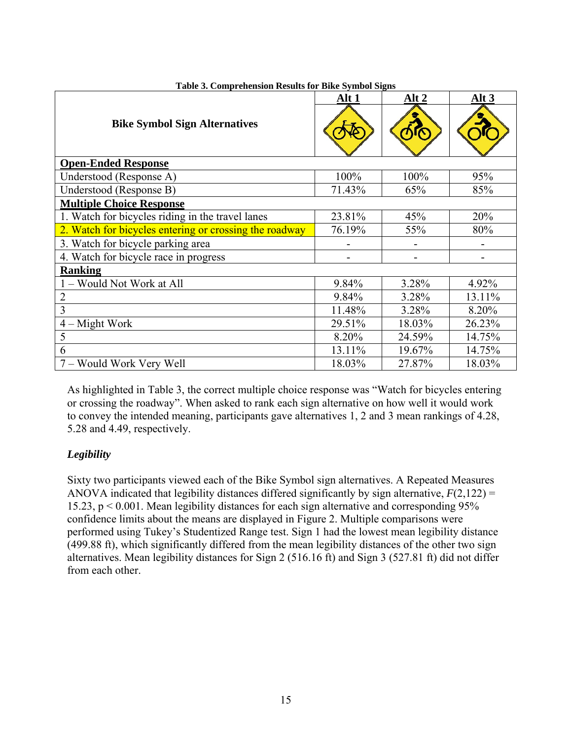**Table 3. Comprehension Results for Bike Symbol Signs**

| Bike Symbol Sign Alternatives | Alt 1 | Alt 2 | Alt 3 |
|---|---|---|---|
| **Open-Ended Response** | | | |
| Understood (Response A) | 100% | 100% | 95% |
| Understood (Response B) | 71.43% | 65% | 85% |
| **Multiple Choice Response** | | | |
| 1. Watch for bicycles riding in the travel lanes | 23.81% | 45% | 20% |
| 2. Watch for bicycles entering or crossing the roadway | 76.19% | 55% | 80% |
| 3. Watch for bicycle parking area | - | - | - |
| 4. Watch for bicycle race in progress | - | - | - |
| **Ranking** | | | |
| 1 – Would Not Work at All | 9.84% | 3.28% | 4.92% |
| 2 | 9.84% | 3.28% | 13.11% |
| 3 | 11.48% | 3.28% | 8.20% |
| 4 – Might Work | 29.51% | 18.03% | 26.23% |
| 5 | 8.20% | 24.59% | 14.75% |
| 6 | 13.11% | 19.67% | 14.75% |
| 7 – Would Work Very Well | 18.03% | 27.87% | 18.03% |

As highlighted in Table 3, the correct multiple choice response was "Watch for bicycles entering or crossing the roadway". When asked to rank each sign alternative on how well it would work to convey the intended meaning, participants gave alternatives 1, 2 and 3 mean rankings of 4.28, 5.28 and 4.49, respectively.

### *Legibility*

Sixty two participants viewed each of the Bike Symbol sign alternatives. A Repeated Measures ANOVA indicated that legibility distances differed significantly by sign alternative, $F(2,122) = 15.23$, $p < 0.001$. Mean legibility distances for each sign alternative and corresponding 95% confidence limits about the means are displayed in Figure 2. Multiple comparisons were performed using Tukey's Studentized Range test. Sign 1 had the lowest mean legibility distance (499.88 ft), which significantly differed from the mean legibility distances of the other two sign alternatives. Mean legibility distances for Sign 2 (516.16 ft) and Sign 3 (527.81 ft) did not differ from each other.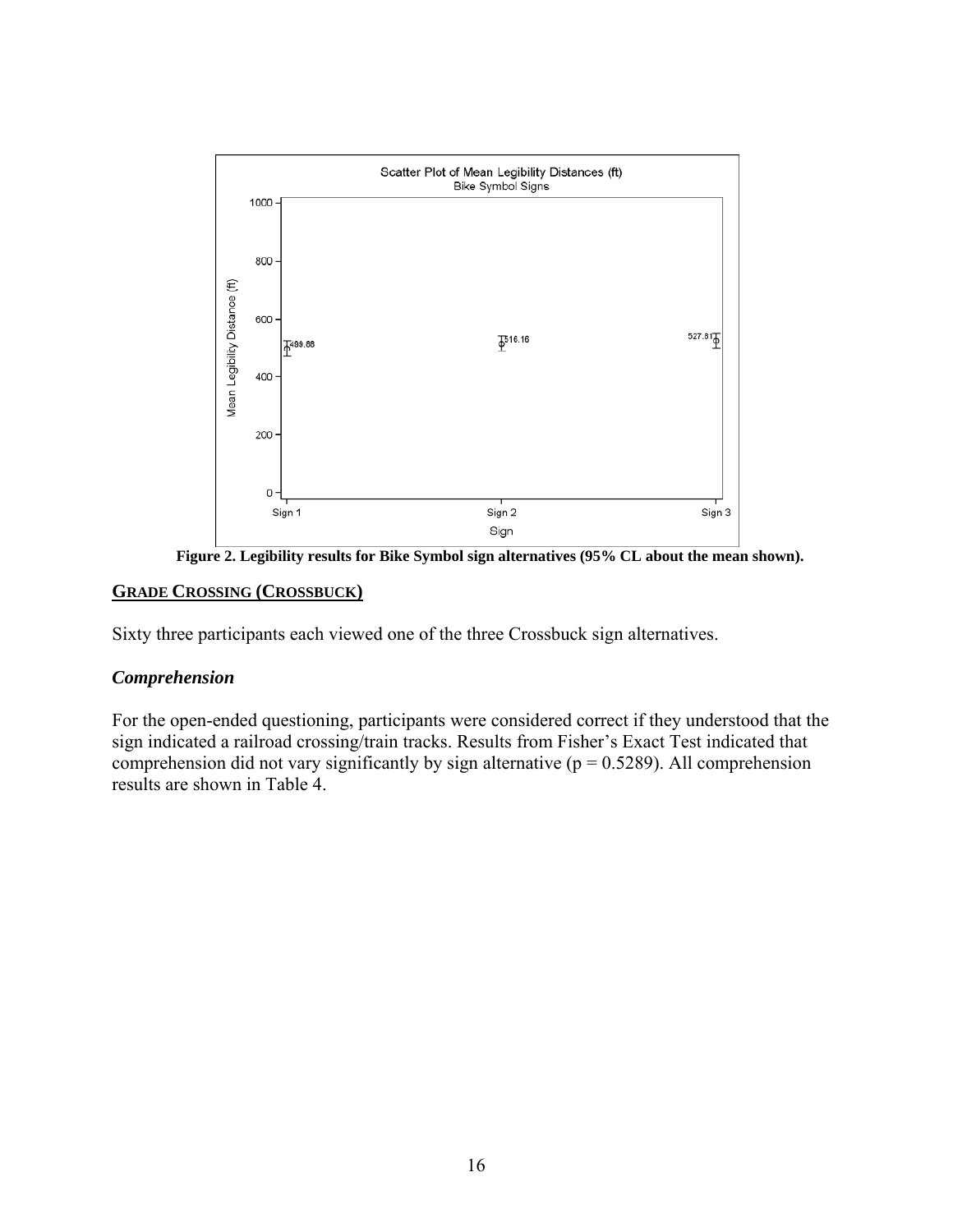Figure 2. Legibility results for Bike Symbol sign alternatives (95% CL about the mean shown).

## GRADE CROSSING (CROSSBUCK)

Sixty three participants each viewed one of the three Crossbuck sign alternatives.

### *Comprehension*

For the open-ended questioning, participants were considered correct if they understood that the sign indicated a railroad crossing/train tracks. Results from Fisher's Exact Test indicated that comprehension did not vary significantly by sign alternative ($p = 0.5289$). All comprehension results are shown in Table 4.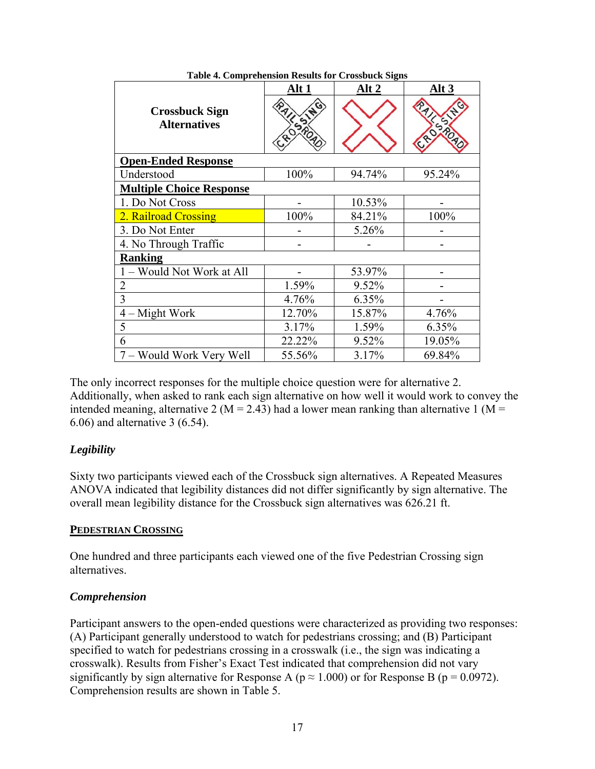**Table 4. Comprehension Results for Crossbuck Signs**

| Crossbuck Sign Alternatives | Alt 1 | Alt 2 | Alt 3 |
|---|---|---|---|
| **Open-Ended Response** | | | |
| Understood | 100% | 94.74% | 95.24% |
| **Multiple Choice Response** | | | |
| 1. Do Not Cross | - | 10.53% | - |
| 2. Railroad Crossing | 100% | 84.21% | 100% |
| 3. Do Not Enter | - | 5.26% | - |
| 4. No Through Traffic | - | - | - |
| **Ranking** | | | |
| 1 – Would Not Work at All | - | 53.97% | - |
| 2 | 1.59% | 9.52% | - |
| 3 | 4.76% | 6.35% | - |
| 4 – Might Work | 12.70% | 15.87% | 4.76% |
| 5 | 3.17% | 1.59% | 6.35% |
| 6 | 22.22% | 9.52% | 19.05% |
| 7 – Would Work Very Well | 55.56% | 3.17% | 69.84% |

The only incorrect responses for the multiple choice question were for alternative 2. Additionally, when asked to rank each sign alternative on how well it would work to convey the intended meaning, alternative 2 ($M = 2.43$) had a lower mean ranking than alternative 1 ($M = 6.06$) and alternative 3 (6.54).

### *Legibility*

Sixty two participants viewed each of the Crossbuck sign alternatives. A Repeated Measures ANOVA indicated that legibility distances did not differ significantly by sign alternative. The overall mean legibility distance for the Crossbuck sign alternatives was 626.21 ft.

## PEDESTRIAN CROSSING

One hundred and three participants each viewed one of the five Pedestrian Crossing sign alternatives.

### *Comprehension*

Participant answers to the open-ended questions were characterized as providing two responses: (A) Participant generally understood to watch for pedestrians crossing; and (B) Participant specified to watch for pedestrians crossing in a crosswalk (i.e., the sign was indicating a crosswalk). Results from Fisher's Exact Test indicated that comprehension did not vary significantly by sign alternative for Response A ($p \approx 1.000$) or for Response B ($p = 0.0972$). Comprehension results are shown in Table 5.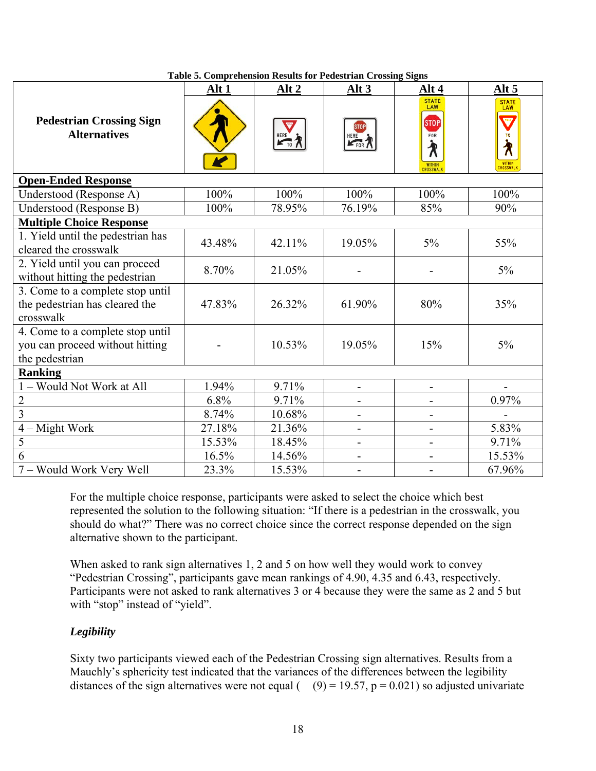**Table 5. Comprehension Results for Pedestrian Crossing Signs**

| Pedestrian Crossing Sign Alternatives | Alt 1 | Alt 2 | Alt 3 | Alt 4 | Alt 5 |
|---|---|---|---|---|---|
| **Open-Ended Response** | | | | | |
| Understood (Response A) | 100% | 100% | 100% | 100% | 100% |
| Understood (Response B) | 100% | 78.95% | 76.19% | 85% | 90% |
| **Multiple Choice Response** | | | | | |
| 1. Yield until the pedestrian has cleared the crosswalk | 43.48% | 42.11% | 19.05% | 5% | 55% |
| 2. Yield until you can proceed without hitting the pedestrian | 8.70% | 21.05% | - | - | 5% |
| 3. Come to a complete stop until the pedestrian has cleared the crosswalk | 47.83% | 26.32% | 61.90% | 80% | 35% |
| 4. Come to a complete stop until you can proceed without hitting the pedestrian | - | 10.53% | 19.05% | 15% | 5% |
| **Ranking** | | | | | |
| 1 – Would Not Work at All | 1.94% | 9.71% | - | - | - |
| 2 | 6.8% | 9.71% | - | - | 0.97% |
| 3 | 8.74% | 10.68% | - | - | - |
| 4 – Might Work | 27.18% | 21.36% | - | - | 5.83% |
| 5 | 15.53% | 18.45% | - | - | 9.71% |
| 6 | 16.5% | 14.56% | - | - | 15.53% |
| 7 – Would Work Very Well | 23.3% | 15.53% | - | - | 67.96% |

For the multiple choice response, participants were asked to select the choice which best represented the solution to the following situation: "If there is a pedestrian in the crosswalk, you should do what?" There was no correct choice since the correct response depended on the sign alternative shown to the participant.

When asked to rank sign alternatives 1, 2 and 5 on how well they would work to convey "Pedestrian Crossing", participants gave mean rankings of 4.90, 4.35 and 6.43, respectively. Participants were not asked to rank alternatives 3 or 4 because they were the same as 2 and 5 but with "stop" instead of "yield".

### *Legibility*

Sixty two participants viewed each of the Pedestrian Crossing sign alternatives. Results from a Mauchly's sphericity test indicated that the variances of the differences between the legibility distances of the sign alternatives were not equal ( (9) = 19.57, p = 0.021) so adjusted univariate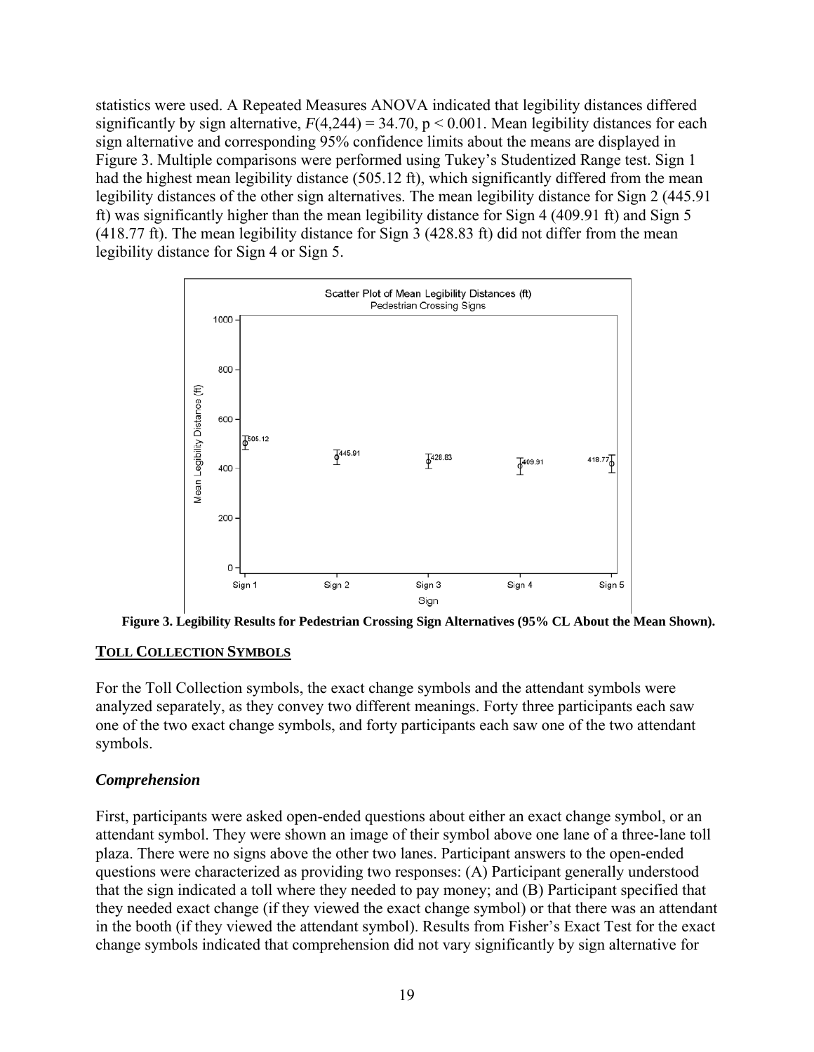statistics were used. A Repeated Measures ANOVA indicated that legibility distances differed significantly by sign alternative, $F(4,244) = 34.70$, $p < 0.001$. Mean legibility distances for each sign alternative and corresponding 95% confidence limits about the means are displayed in Figure 3. Multiple comparisons were performed using Tukey's Studentized Range test. Sign 1 had the highest mean legibility distance (505.12 ft), which significantly differed from the mean legibility distances of the other sign alternatives. The mean legibility distance for Sign 2 (445.91 ft) was significantly higher than the mean legibility distance for Sign 4 (409.91 ft) and Sign 5 (418.77 ft). The mean legibility distance for Sign 3 (428.83 ft) did not differ from the mean legibility distance for Sign 4 or Sign 5.

**Figure 3. Legibility Results for Pedestrian Crossing Sign Alternatives (95% CL About the Mean Shown).**

## TOLL COLLECTION SYMBOLS

For the Toll Collection symbols, the exact change symbols and the attendant symbols were analyzed separately, as they convey two different meanings. Forty three participants each saw one of the two exact change symbols, and forty participants each saw one of the two attendant symbols.

### *Comprehension*

First, participants were asked open-ended questions about either an exact change symbol, or an attendant symbol. They were shown an image of their symbol above one lane of a three-lane toll plaza. There were no signs above the other two lanes. Participant answers to the open-ended questions were characterized as providing two responses: (A) Participant generally understood that the sign indicated a toll where they needed to pay money; and (B) Participant specified that they needed exact change (if they viewed the exact change symbol) or that there was an attendant in the booth (if they viewed the attendant symbol). Results from Fisher's Exact Test for the exact change symbols indicated that comprehension did not vary significantly by sign alternative for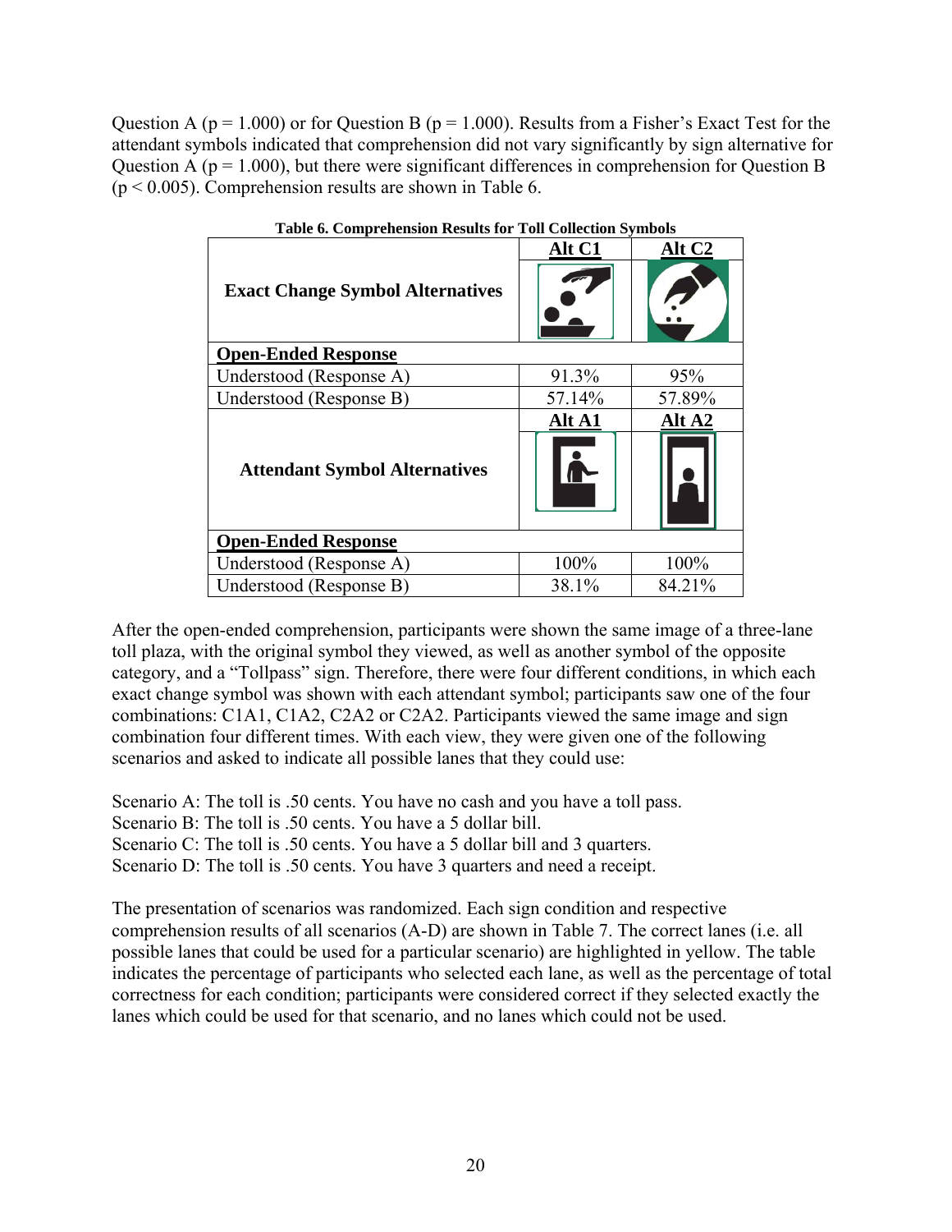Question A ($p = 1.000$) or for Question B ($p = 1.000$). Results from a Fisher's Exact Test for the attendant symbols indicated that comprehension did not vary significantly by sign alternative for Question A ($p = 1.000$), but there were significant differences in comprehension for Question B ($p < 0.005$). Comprehension results are shown in Table 6.

**Table 6. Comprehension Results for Toll Collection Symbols**

| | Alt C1 | Alt C2 |
|---|---|---|
| **Exact Change Symbol Alternatives** | | |
| **Open-Ended Response** | | |
| Understood (Response A) | 91.3% | 95% |
| Understood (Response B) | 57.14% | 57.89% |
| | **Alt A1** | **Alt A2** |
| **Attendant Symbol Alternatives** | | |
| **Open-Ended Response** | | |
| Understood (Response A) | 100% | 100% |
| Understood (Response B) | 38.1% | 84.21% |

After the open-ended comprehension, participants were shown the same image of a three-lane toll plaza, with the original symbol they viewed, as well as another symbol of the opposite category, and a "Tollpass" sign. Therefore, there were four different conditions, in which each exact change symbol was shown with each attendant symbol; participants saw one of the four combinations: C1A1, C1A2, C2A2 or C2A2. Participants viewed the same image and sign combination four different times. With each view, they were given one of the following scenarios and asked to indicate all possible lanes that they could use:

Scenario A: The toll is .50 cents. You have no cash and you have a toll pass.  
Scenario B: The toll is .50 cents. You have a 5 dollar bill.  
Scenario C: The toll is .50 cents. You have a 5 dollar bill and 3 quarters.  
Scenario D: The toll is .50 cents. You have 3 quarters and need a receipt.

The presentation of scenarios was randomized. Each sign condition and respective comprehension results of all scenarios (A-D) are shown in Table 7. The correct lanes (i.e. all possible lanes that could be used for a particular scenario) are highlighted in yellow. The table indicates the percentage of participants who selected each lane, as well as the percentage of total correctness for each condition; participants were considered correct if they selected exactly the lanes which could be used for that scenario, and no lanes which could not be used.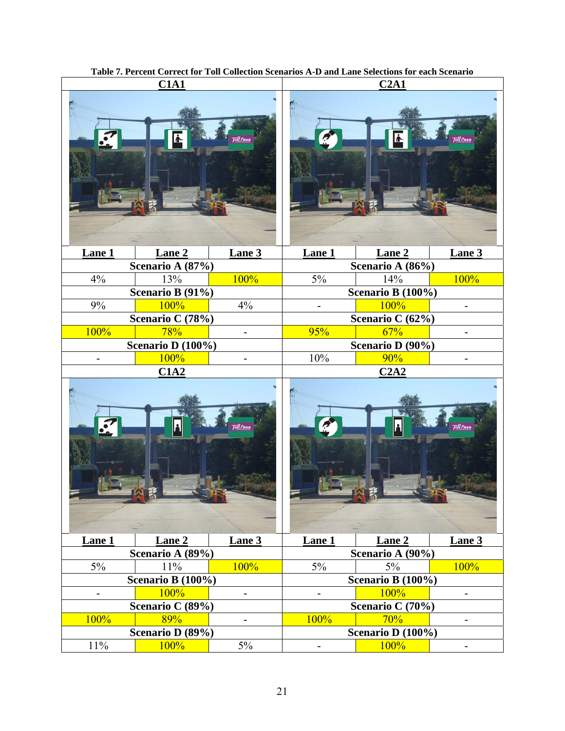**Table 7. Percent Correct for Toll Collection Scenarios A-D and Lane Selections for each Scenario**

| C1A1 | | | C2A1 | | |
|---|---|---|---|---|---|
| **Lane 1** | **Lane 2** | **Lane 3** | **Lane 1** | **Lane 2** | **Lane 3** |
| **Scenario A (87%)** | | | **Scenario A (86%)** | | |
| 4% | 13% | 100% | 5% | 14% | 100% |
| **Scenario B (91%)** | | | **Scenario B (100%)** | | |
| 9% | 100% | 4% | - | 100% | - |
| **Scenario C (78%)** | | | **Scenario C (62%)** | | |
| 100% | 78% | - | 95% | 67% | - |
| **Scenario D (100%)** | | | **Scenario D (90%)** | | |
| - | 100% | - | 10% | 90% | - |

| C1A2 | | | C2A2 | | |
|---|---|---|---|---|---|
| **Lane 1** | **Lane 2** | **Lane 3** | **Lane 1** | **Lane 2** | **Lane 3** |
| **Scenario A (89%)** | | | **Scenario A (90%)** | | |
| 5% | 11% | 100% | 5% | 5% | 100% |
| **Scenario B (100%)** | | | **Scenario B (100%)** | | |
| - | 100% | - | - | 100% | - |
| **Scenario C (89%)** | | | **Scenario C (70%)** | | |
| 100% | 89% | - | 100% | 70% | - |
| **Scenario D (89%)** | | | **Scenario D (100%)** | | |
| 11% | 100% | 5% | - | 100% | - |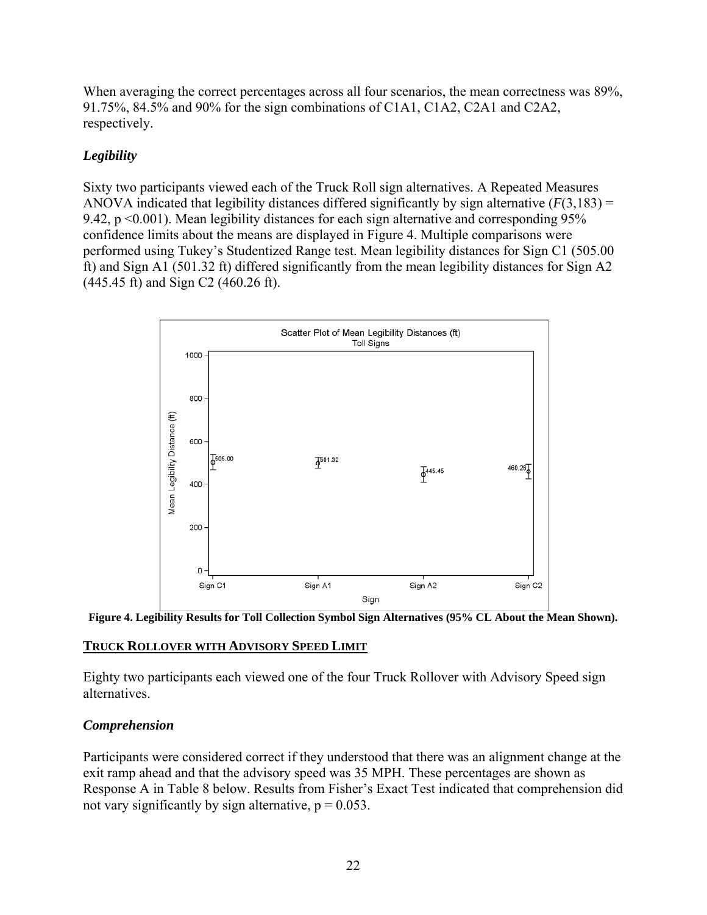When averaging the correct percentages across all four scenarios, the mean correctness was 89%, 91.75%, 84.5% and 90% for the sign combinations of C1A1, C1A2, C2A1 and C2A2, respectively.

### *Legibility*

Sixty two participants viewed each of the Truck Roll sign alternatives. A Repeated Measures ANOVA indicated that legibility distances differed significantly by sign alternative ($F(3,183) = 9.42$, $p < 0.001$). Mean legibility distances for each sign alternative and corresponding 95% confidence limits about the means are displayed in Figure 4. Multiple comparisons were performed using Tukey's Studentized Range test. Mean legibility distances for Sign C1 (505.00 ft) and Sign A1 (501.32 ft) differed significantly from the mean legibility distances for Sign A2 (445.45 ft) and Sign C2 (460.26 ft).

**Figure 4. Legibility Results for Toll Collection Symbol Sign Alternatives (95% CL About the Mean Shown).**

## TRUCK ROLLOVER WITH ADVISORY SPEED LIMIT

Eighty two participants each viewed one of the four Truck Rollover with Advisory Speed sign alternatives.

### *Comprehension*

Participants were considered correct if they understood that there was an alignment change at the exit ramp ahead and that the advisory speed was 35 MPH. These percentages are shown as Response A in Table 8 below. Results from Fisher's Exact Test indicated that comprehension did not vary significantly by sign alternative, $p = 0.053$.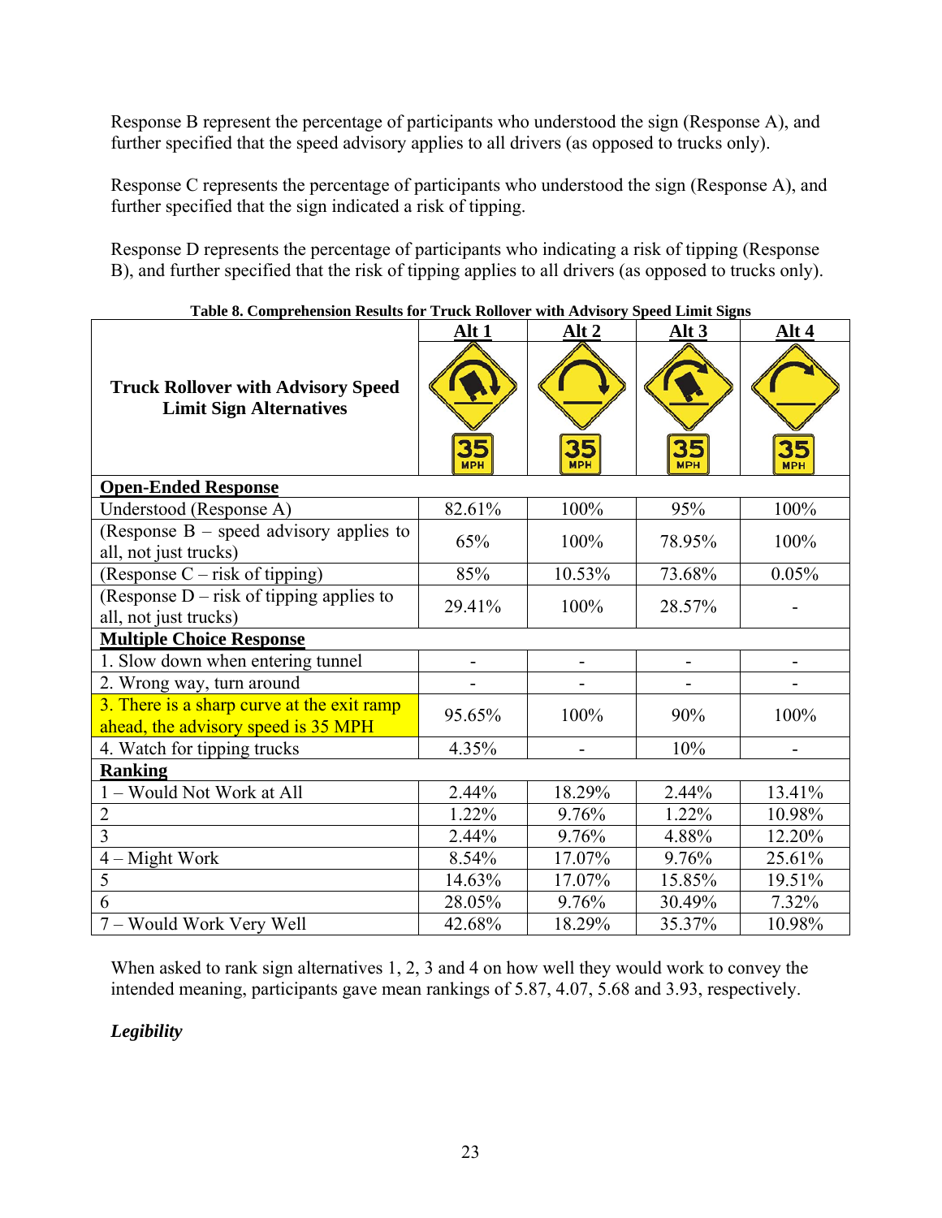Response B represent the percentage of participants who understood the sign (Response A), and further specified that the speed advisory applies to all drivers (as opposed to trucks only).

Response C represents the percentage of participants who understood the sign (Response A), and further specified that the sign indicated a risk of tipping.

Response D represents the percentage of participants who indicating a risk of tipping (Response B), and further specified that the risk of tipping applies to all drivers (as opposed to trucks only).

**Table 8. Comprehension Results for Truck Rollover with Advisory Speed Limit Signs**

| **Truck Rollover with Advisory Speed Limit Sign Alternatives** | **Alt 1** | **Alt 2** | **Alt 3** | **Alt 4** |
|---|---|---|---|---|
| **Open-Ended Response** | | | | |
| Understood (Response A) | 82.61% | 100% | 95% | 100% |
| (Response B – speed advisory applies to all, not just trucks) | 65% | 100% | 78.95% | 100% |
| (Response C – risk of tipping) | 85% | 10.53% | 73.68% | 0.05% |
| (Response D – risk of tipping applies to all, not just trucks) | 29.41% | 100% | 28.57% | - |
| **Multiple Choice Response** | | | | |
| 1. Slow down when entering tunnel | - | - | - | - |
| 2. Wrong way, turn around | - | - | - | - |
| 3. There is a sharp curve at the exit ramp ahead, the advisory speed is 35 MPH | 95.65% | 100% | 90% | 100% |
| 4. Watch for tipping trucks | 4.35% | - | 10% | - |
| **Ranking** | | | | |
| 1 – Would Not Work at All | 2.44% | 18.29% | 2.44% | 13.41% |
| 2 | 1.22% | 9.76% | 1.22% | 10.98% |
| 3 | 2.44% | 9.76% | 4.88% | 12.20% |
| 4 – Might Work | 8.54% | 17.07% | 9.76% | 25.61% |
| 5 | 14.63% | 17.07% | 15.85% | 19.51% |
| 6 | 28.05% | 9.76% | 30.49% | 7.32% |
| 7 – Would Work Very Well | 42.68% | 18.29% | 35.37% | 10.98% |

When asked to rank sign alternatives 1, 2, 3 and 4 on how well they would work to convey the intended meaning, participants gave mean rankings of 5.87, 4.07, 5.68 and 3.93, respectively.

***Legibility***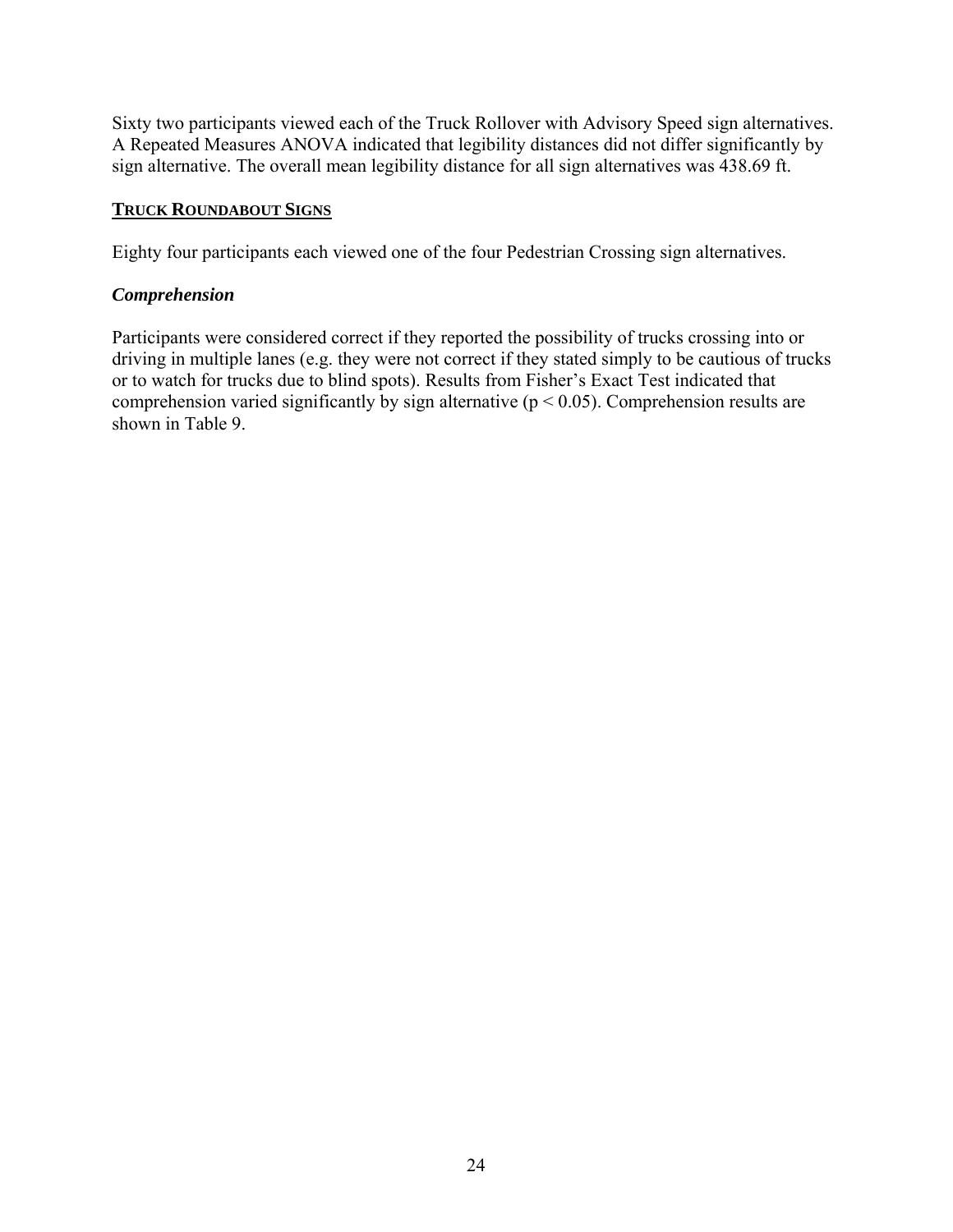Sixty two participants viewed each of the Truck Rollover with Advisory Speed sign alternatives. A Repeated Measures ANOVA indicated that legibility distances did not differ significantly by sign alternative. The overall mean legibility distance for all sign alternatives was 438.69 ft.

## TRUCK ROUNDABOUT SIGNS

Eighty four participants each viewed one of the four Pedestrian Crossing sign alternatives.

### *Comprehension*

Participants were considered correct if they reported the possibility of trucks crossing into or driving in multiple lanes (e.g. they were not correct if they stated simply to be cautious of trucks or to watch for trucks due to blind spots). Results from Fisher's Exact Test indicated that comprehension varied significantly by sign alternative ($p < 0.05$). Comprehension results are shown in Table 9.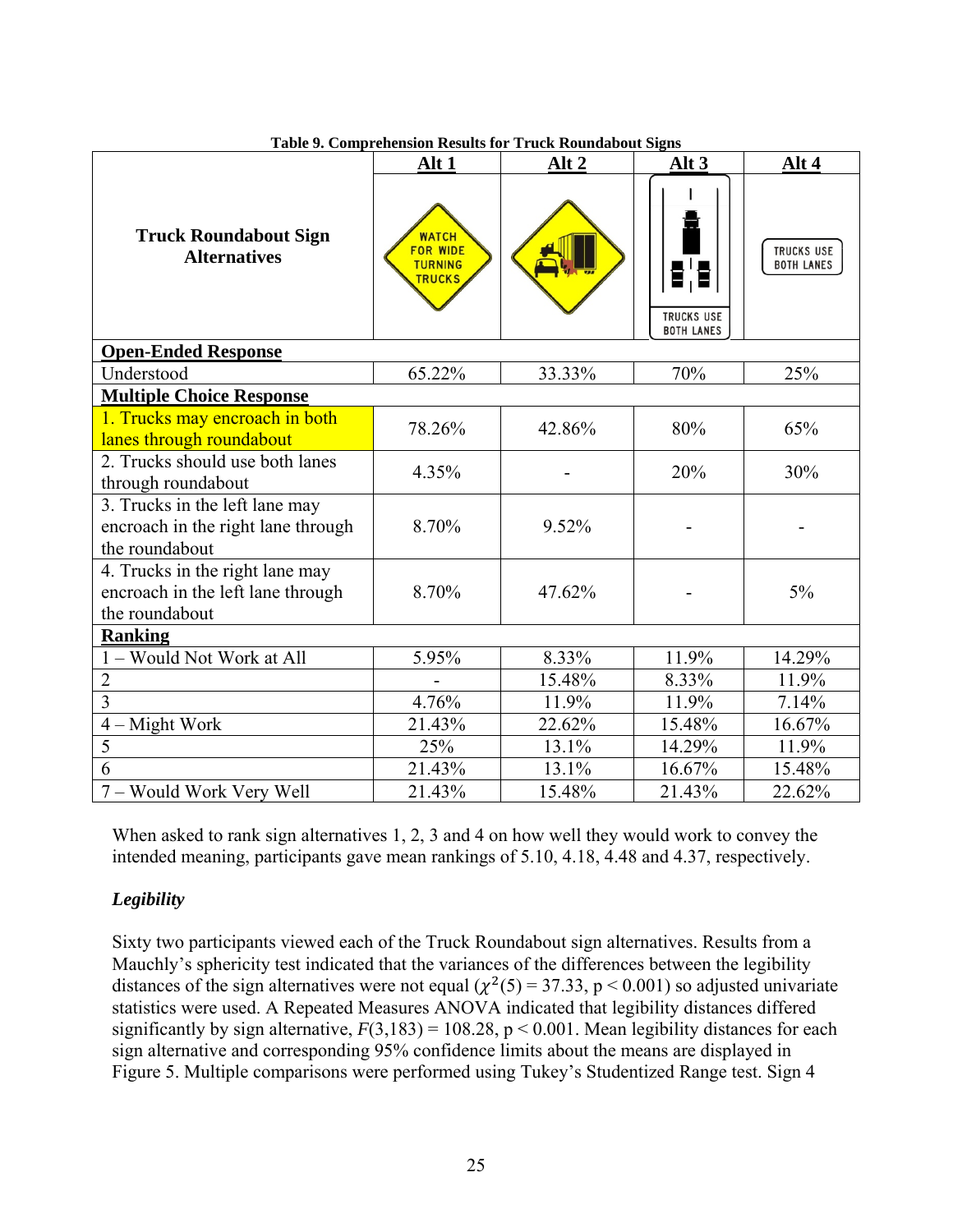**Table 9. Comprehension Results for Truck Roundabout Signs**

| Truck Roundabout Sign Alternatives | Alt 1 | Alt 2 | Alt 3 | Alt 4 |
|---|---|---|---|---|
| | WATCH FOR WIDE TURNING TRUCKS | | TRUCKS USE BOTH LANES | TRUCKS USE BOTH LANES |
| **Open-Ended Response** | | | | |
| Understood | 65.22% | 33.33% | 70% | 25% |
| **Multiple Choice Response** | | | | |
| 1. Trucks may encroach in both lanes through roundabout | 78.26% | 42.86% | 80% | 65% |
| 2. Trucks should use both lanes through roundabout | 4.35% | - | 20% | 30% |
| 3. Trucks in the left lane may encroach in the right lane through the roundabout | 8.70% | 9.52% | - | - |
| 4. Trucks in the right lane may encroach in the left lane through the roundabout | 8.70% | 47.62% | - | 5% |
| **Ranking** | | | | |
| 1 – Would Not Work at All | 5.95% | 8.33% | 11.9% | 14.29% |
| 2 | - | 15.48% | 8.33% | 11.9% |
| 3 | 4.76% | 11.9% | 11.9% | 7.14% |
| 4 – Might Work | 21.43% | 22.62% | 15.48% | 16.67% |
| 5 | 25% | 13.1% | 14.29% | 11.9% |
| 6 | 21.43% | 13.1% | 16.67% | 15.48% |
| 7 – Would Work Very Well | 21.43% | 15.48% | 21.43% | 22.62% |

When asked to rank sign alternatives 1, 2, 3 and 4 on how well they would work to convey the intended meaning, participants gave mean rankings of 5.10, 4.18, 4.48 and 4.37, respectively.

### *Legibility*

Sixty two participants viewed each of the Truck Roundabout sign alternatives. Results from a Mauchly's sphericity test indicated that the variances of the differences between the legibility distances of the sign alternatives were not equal ($\chi^2(5) = 37.33$, $p < 0.001$) so adjusted univariate statistics were used. A Repeated Measures ANOVA indicated that legibility distances differed significantly by sign alternative, $F(3,183) = 108.28$, $p < 0.001$. Mean legibility distances for each sign alternative and corresponding 95% confidence limits about the means are displayed in Figure 5. Multiple comparisons were performed using Tukey's Studentized Range test. Sign 4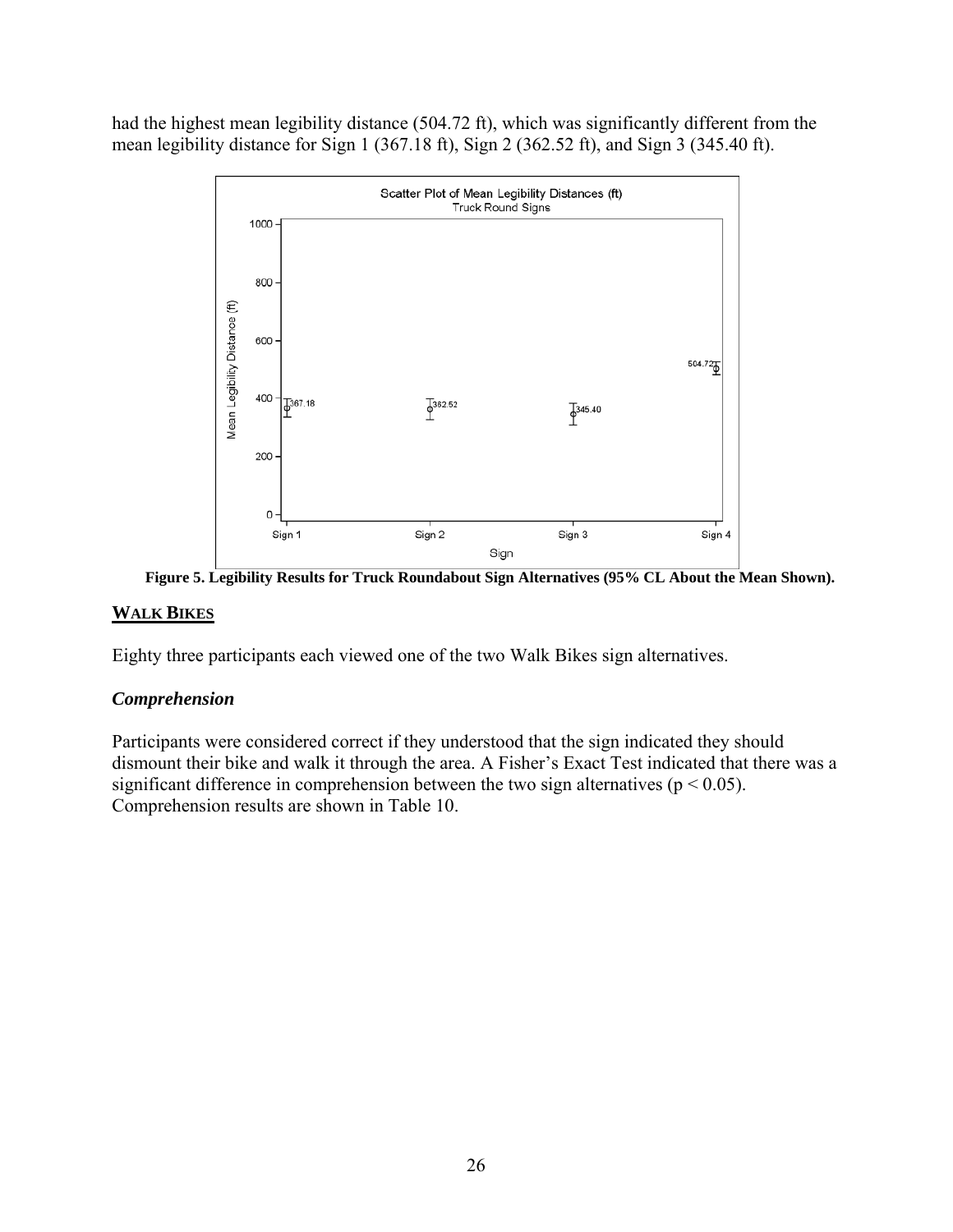had the highest mean legibility distance (504.72 ft), which was significantly different from the mean legibility distance for Sign 1 (367.18 ft), Sign 2 (362.52 ft), and Sign 3 (345.40 ft).

**Figure 5. Legibility Results for Truck Roundabout Sign Alternatives (95% CL About the Mean Shown).**

## WALK BIKES

Eighty three participants each viewed one of the two Walk Bikes sign alternatives.

### *Comprehension*

Participants were considered correct if they understood that the sign indicated they should dismount their bike and walk it through the area. A Fisher's Exact Test indicated that there was a significant difference in comprehension between the two sign alternatives ($p < 0.05$). Comprehension results are shown in Table 10.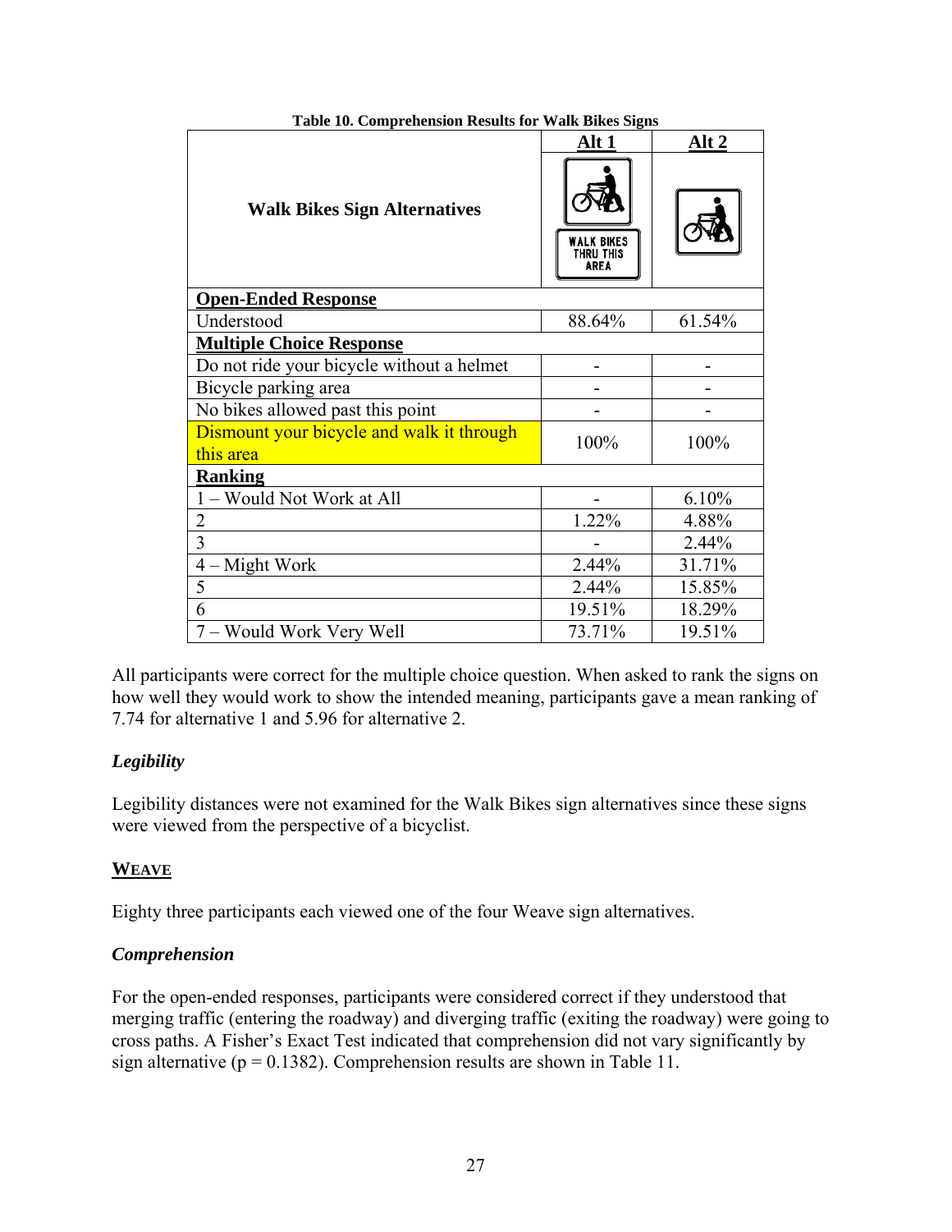**Table 10. Comprehension Results for Walk Bikes Signs**

| Walk Bikes Sign Alternatives | Alt 1 | Alt 2 |
|---|---|---|
| **Open-Ended Response** | | |
| Understood | 88.64% | 61.54% |
| **Multiple Choice Response** | | |
| Do not ride your bicycle without a helmet | - | - |
| Bicycle parking area | - | - |
| No bikes allowed past this point | - | - |
| Dismount your bicycle and walk it through this area | 100% | 100% |
| **Ranking** | | |
| 1 – Would Not Work at All | - | 6.10% |
| 2 | 1.22% | 4.88% |
| 3 | - | 2.44% |
| 4 – Might Work | 2.44% | 31.71% |
| 5 | 2.44% | 15.85% |
| 6 | 19.51% | 18.29% |
| 7 – Would Work Very Well | 73.71% | 19.51% |

All participants were correct for the multiple choice question. When asked to rank the signs on how well they would work to show the intended meaning, participants gave a mean ranking of 7.74 for alternative 1 and 5.96 for alternative 2.

### *Legibility*

Legibility distances were not examined for the Walk Bikes sign alternatives since these signs were viewed from the perspective of a bicyclist.

## WEAVE

Eighty three participants each viewed one of the four Weave sign alternatives.

### *Comprehension*

For the open-ended responses, participants were considered correct if they understood that merging traffic (entering the roadway) and diverging traffic (exiting the roadway) were going to cross paths. A Fisher's Exact Test indicated that comprehension did not vary significantly by sign alternative ($p = 0.1382$). Comprehension results are shown in Table 11.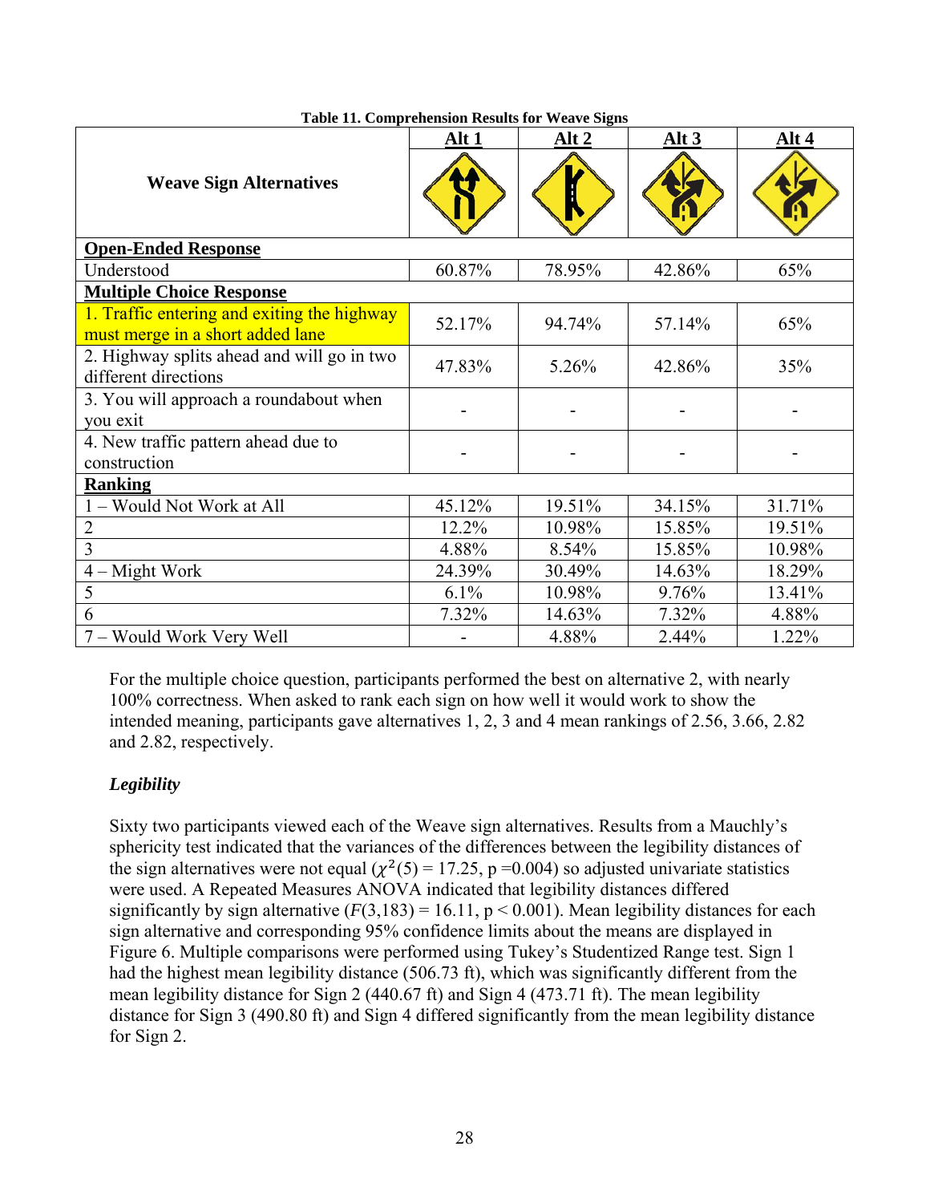**Table 11. Comprehension Results for Weave Signs**

| Weave Sign Alternatives | Alt 1 | Alt 2 | Alt 3 | Alt 4 |
|---|---|---|---|---|
| **Open-Ended Response** | | | | |
| Understood | 60.87% | 78.95% | 42.86% | 65% |
| **Multiple Choice Response** | | | | |
| 1. Traffic entering and exiting the highway must merge in a short added lane | 52.17% | 94.74% | 57.14% | 65% |
| 2. Highway splits ahead and will go in two different directions | 47.83% | 5.26% | 42.86% | 35% |
| 3. You will approach a roundabout when you exit | - | - | - | - |
| 4. New traffic pattern ahead due to construction | - | - | - | - |
| **Ranking** | | | | |
| 1 – Would Not Work at All | 45.12% | 19.51% | 34.15% | 31.71% |
| 2 | 12.2% | 10.98% | 15.85% | 19.51% |
| 3 | 4.88% | 8.54% | 15.85% | 10.98% |
| 4 – Might Work | 24.39% | 30.49% | 14.63% | 18.29% |
| 5 | 6.1% | 10.98% | 9.76% | 13.41% |
| 6 | 7.32% | 14.63% | 7.32% | 4.88% |
| 7 – Would Work Very Well | - | 4.88% | 2.44% | 1.22% |

For the multiple choice question, participants performed the best on alternative 2, with nearly 100% correctness. When asked to rank each sign on how well it would work to show the intended meaning, participants gave alternatives 1, 2, 3 and 4 mean rankings of 2.56, 3.66, 2.82 and 2.82, respectively.

### *Legibility*

Sixty two participants viewed each of the Weave sign alternatives. Results from a Mauchly's sphericity test indicated that the variances of the differences between the legibility distances of the sign alternatives were not equal ($\chi^2(5) = 17.25$, $p = 0.004$) so adjusted univariate statistics were used. A Repeated Measures ANOVA indicated that legibility distances differed significantly by sign alternative ($F(3,183) = 16.11$, $p < 0.001$). Mean legibility distances for each sign alternative and corresponding 95% confidence limits about the means are displayed in Figure 6. Multiple comparisons were performed using Tukey's Studentized Range test. Sign 1 had the highest mean legibility distance (506.73 ft), which was significantly different from the mean legibility distance for Sign 2 (440.67 ft) and Sign 4 (473.71 ft). The mean legibility distance for Sign 3 (490.80 ft) and Sign 4 differed significantly from the mean legibility distance for Sign 2.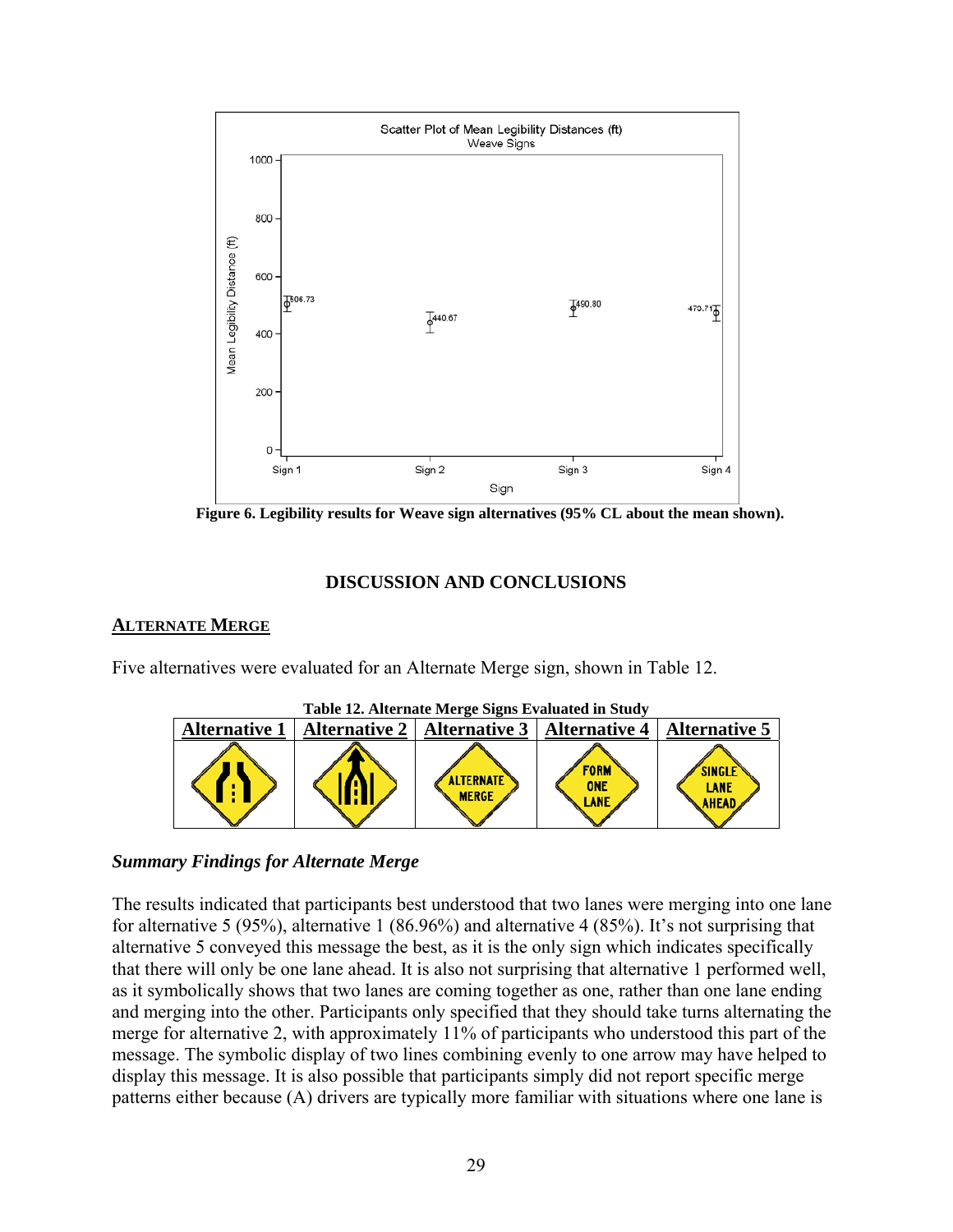Figure 6. Legibility results for Weave sign alternatives (95% CL about the mean shown).

## DISCUSSION AND CONCLUSIONS

### ALTERNATE MERGE

Five alternatives were evaluated for an Alternate Merge sign, shown in Table 12.

**Table 12. Alternate Merge Signs Evaluated in Study**

| Alternative 1 | Alternative 2 | Alternative 3 | Alternative 4 | Alternative 5 |
|---|---|---|---|---|
| | | ALTERNATE MERGE | FORM ONE LANE | SINGLE LANE AHEAD |

#### *Summary Findings for Alternate Merge*

The results indicated that participants best understood that two lanes were merging into one lane for alternative 5 (95%), alternative 1 (86.96%) and alternative 4 (85%). It's not surprising that alternative 5 conveyed this message the best, as it is the only sign which indicates specifically that there will only be one lane ahead. It is also not surprising that alternative 1 performed well, as it symbolically shows that two lanes are coming together as one, rather than one lane ending and merging into the other. Participants only specified that they should take turns alternating the merge for alternative 2, with approximately 11% of participants who understood this part of the message. The symbolic display of two lines combining evenly to one arrow may have helped to display this message. It is also possible that participants simply did not report specific merge patterns either because (A) drivers are typically more familiar with situations where one lane is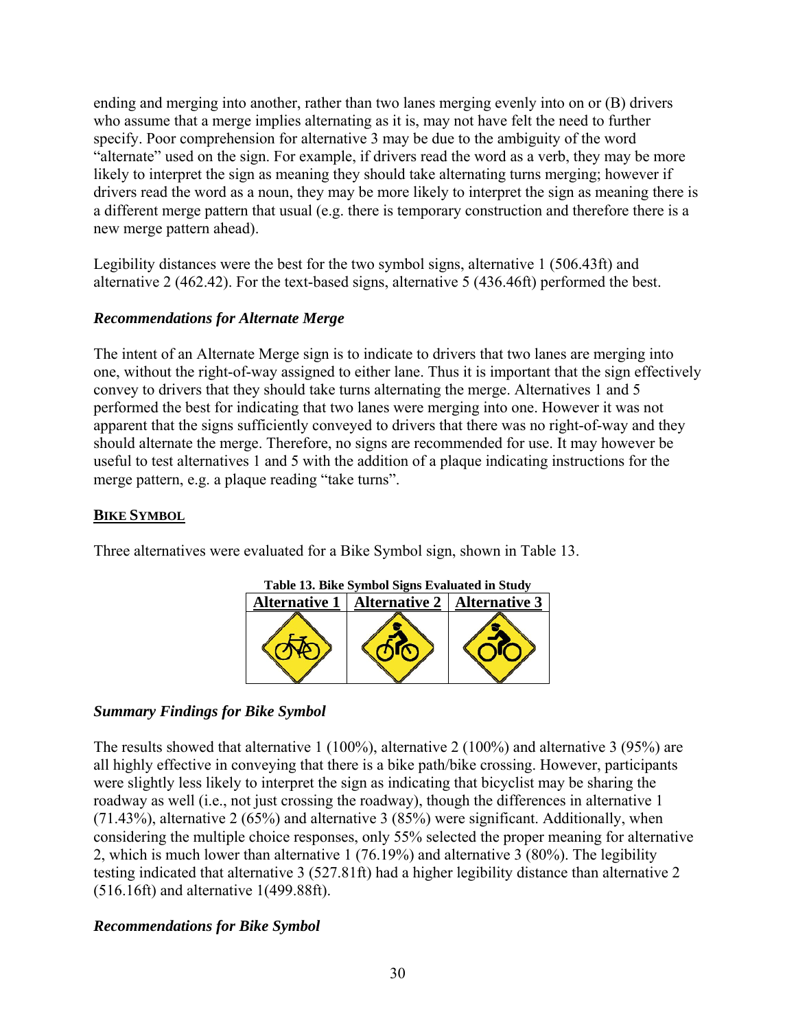ending and merging into another, rather than two lanes merging evenly into on or (B) drivers who assume that a merge implies alternating as it is, may not have felt the need to further specify. Poor comprehension for alternative 3 may be due to the ambiguity of the word "alternate" used on the sign. For example, if drivers read the word as a verb, they may be more likely to interpret the sign as meaning they should take alternating turns merging; however if drivers read the word as a noun, they may be more likely to interpret the sign as meaning there is a different merge pattern that usual (e.g. there is temporary construction and therefore there is a new merge pattern ahead).

Legibility distances were the best for the two symbol signs, alternative 1 (506.43ft) and alternative 2 (462.42). For the text-based signs, alternative 5 (436.46ft) performed the best.

### *Recommendations for Alternate Merge*

The intent of an Alternate Merge sign is to indicate to drivers that two lanes are merging into one, without the right-of-way assigned to either lane. Thus it is important that the sign effectively convey to drivers that they should take turns alternating the merge. Alternatives 1 and 5 performed the best for indicating that two lanes were merging into one. However it was not apparent that the signs sufficiently conveyed to drivers that there was no right-of-way and they should alternate the merge. Therefore, no signs are recommended for use. It may however be useful to test alternatives 1 and 5 with the addition of a plaque indicating instructions for the merge pattern, e.g. a plaque reading "take turns".

## BIKE SYMBOL

Three alternatives were evaluated for a Bike Symbol sign, shown in Table 13.

**Table 13. Bike Symbol Signs Evaluated in Study**

| Alternative 1 | Alternative 2 | Alternative 3 |
|---|---|---|
| | | |

### *Summary Findings for Bike Symbol*

The results showed that alternative 1 (100%), alternative 2 (100%) and alternative 3 (95%) are all highly effective in conveying that there is a bike path/bike crossing. However, participants were slightly less likely to interpret the sign as indicating that bicyclist may be sharing the roadway as well (i.e., not just crossing the roadway), though the differences in alternative 1 (71.43%), alternative 2 (65%) and alternative 3 (85%) were significant. Additionally, when considering the multiple choice responses, only 55% selected the proper meaning for alternative 2, which is much lower than alternative 1 (76.19%) and alternative 3 (80%). The legibility testing indicated that alternative 3 (527.81ft) had a higher legibility distance than alternative 2 (516.16ft) and alternative 1(499.88ft).

### *Recommendations for Bike Symbol*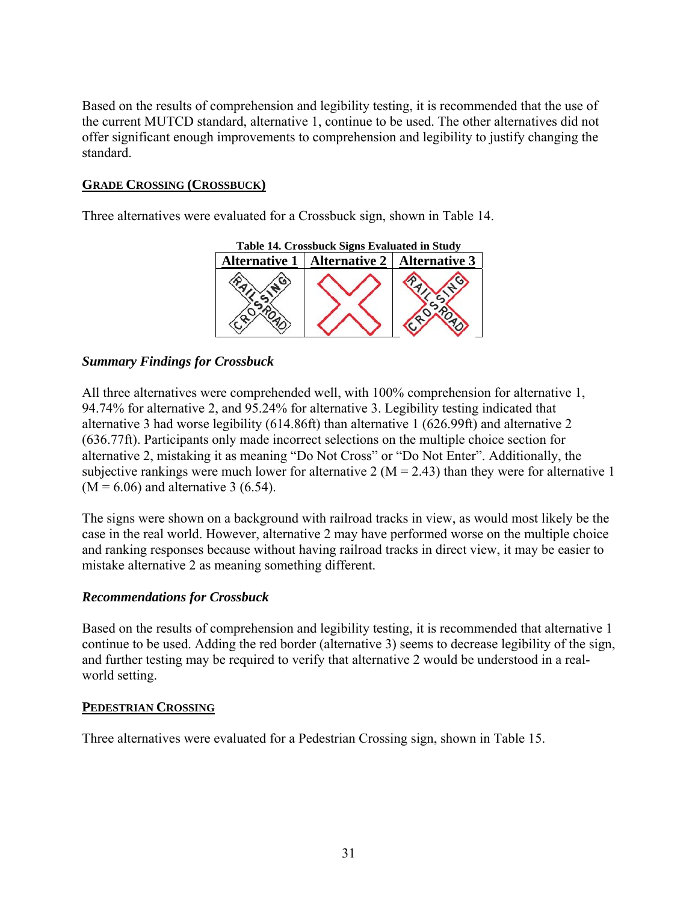Based on the results of comprehension and legibility testing, it is recommended that the use of the current MUTCD standard, alternative 1, continue to be used. The other alternatives did not offer significant enough improvements to comprehension and legibility to justify changing the standard.

## GRADE CROSSING (CROSSBUCK)

Three alternatives were evaluated for a Crossbuck sign, shown in Table 14.

**Table 14. Crossbuck Signs Evaluated in Study**

| Alternative 1 | Alternative 2 | Alternative 3 |
|---|---|---|
| | | |

### *Summary Findings for Crossbuck*

All three alternatives were comprehended well, with 100% comprehension for alternative 1, 94.74% for alternative 2, and 95.24% for alternative 3. Legibility testing indicated that alternative 3 had worse legibility (614.86ft) than alternative 1 (626.99ft) and alternative 2 (636.77ft). Participants only made incorrect selections on the multiple choice section for alternative 2, mistaking it as meaning "Do Not Cross" or "Do Not Enter". Additionally, the subjective rankings were much lower for alternative 2 (M = 2.43) than they were for alternative 1 (M = 6.06) and alternative 3 (6.54).

The signs were shown on a background with railroad tracks in view, as would most likely be the case in the real world. However, alternative 2 may have performed worse on the multiple choice and ranking responses because without having railroad tracks in direct view, it may be easier to mistake alternative 2 as meaning something different.

### *Recommendations for Crossbuck*

Based on the results of comprehension and legibility testing, it is recommended that alternative 1 continue to be used. Adding the red border (alternative 3) seems to decrease legibility of the sign, and further testing may be required to verify that alternative 2 would be understood in a real-world setting.

## PEDESTRIAN CROSSING

Three alternatives were evaluated for a Pedestrian Crossing sign, shown in Table 15.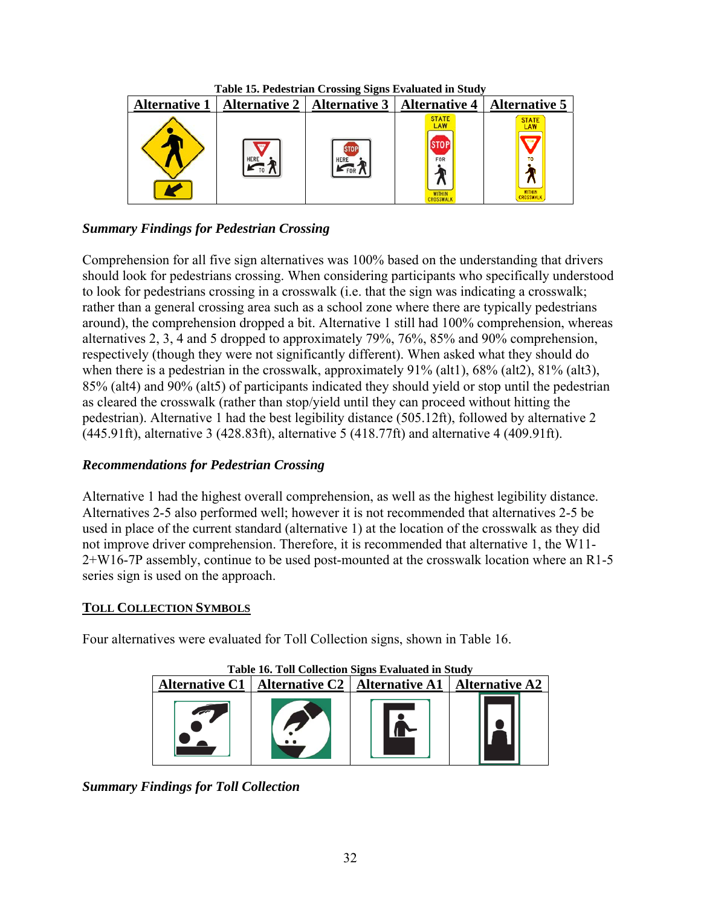**Table 15. Pedestrian Crossing Signs Evaluated in Study**

| Alternative 1 | Alternative 2 | Alternative 3 | Alternative 4 | Alternative 5 |
|---|---|---|---|---|
|  |  |  |  |  |

### *Summary Findings for Pedestrian Crossing*

Comprehension for all five sign alternatives was 100% based on the understanding that drivers should look for pedestrians crossing. When considering participants who specifically understood to look for pedestrians crossing in a crosswalk (i.e. that the sign was indicating a crosswalk; rather than a general crossing area such as a school zone where there are typically pedestrians around), the comprehension dropped a bit. Alternative 1 still had 100% comprehension, whereas alternatives 2, 3, 4 and 5 dropped to approximately 79%, 76%, 85% and 90% comprehension, respectively (though they were not significantly different). When asked what they should do when there is a pedestrian in the crosswalk, approximately 91% (alt1), 68% (alt2), 81% (alt3), 85% (alt4) and 90% (alt5) of participants indicated they should yield or stop until the pedestrian as cleared the crosswalk (rather than stop/yield until they can proceed without hitting the pedestrian). Alternative 1 had the best legibility distance (505.12ft), followed by alternative 2 (445.91ft), alternative 3 (428.83ft), alternative 5 (418.77ft) and alternative 4 (409.91ft).

### *Recommendations for Pedestrian Crossing*

Alternative 1 had the highest overall comprehension, as well as the highest legibility distance. Alternatives 2-5 also performed well; however it is not recommended that alternatives 2-5 be used in place of the current standard (alternative 1) at the location of the crosswalk as they did not improve driver comprehension. Therefore, it is recommended that alternative 1, the W11-2+W16-7P assembly, continue to be used post-mounted at the crosswalk location where an R1-5 series sign is used on the approach.

## TOLL COLLECTION SYMBOLS

Four alternatives were evaluated for Toll Collection signs, shown in Table 16.

**Table 16. Toll Collection Signs Evaluated in Study**

| Alternative C1 | Alternative C2 | Alternative A1 | Alternative A2 |
|---|---|---|---|
|  |  |  |  |

### *Summary Findings for Toll Collection*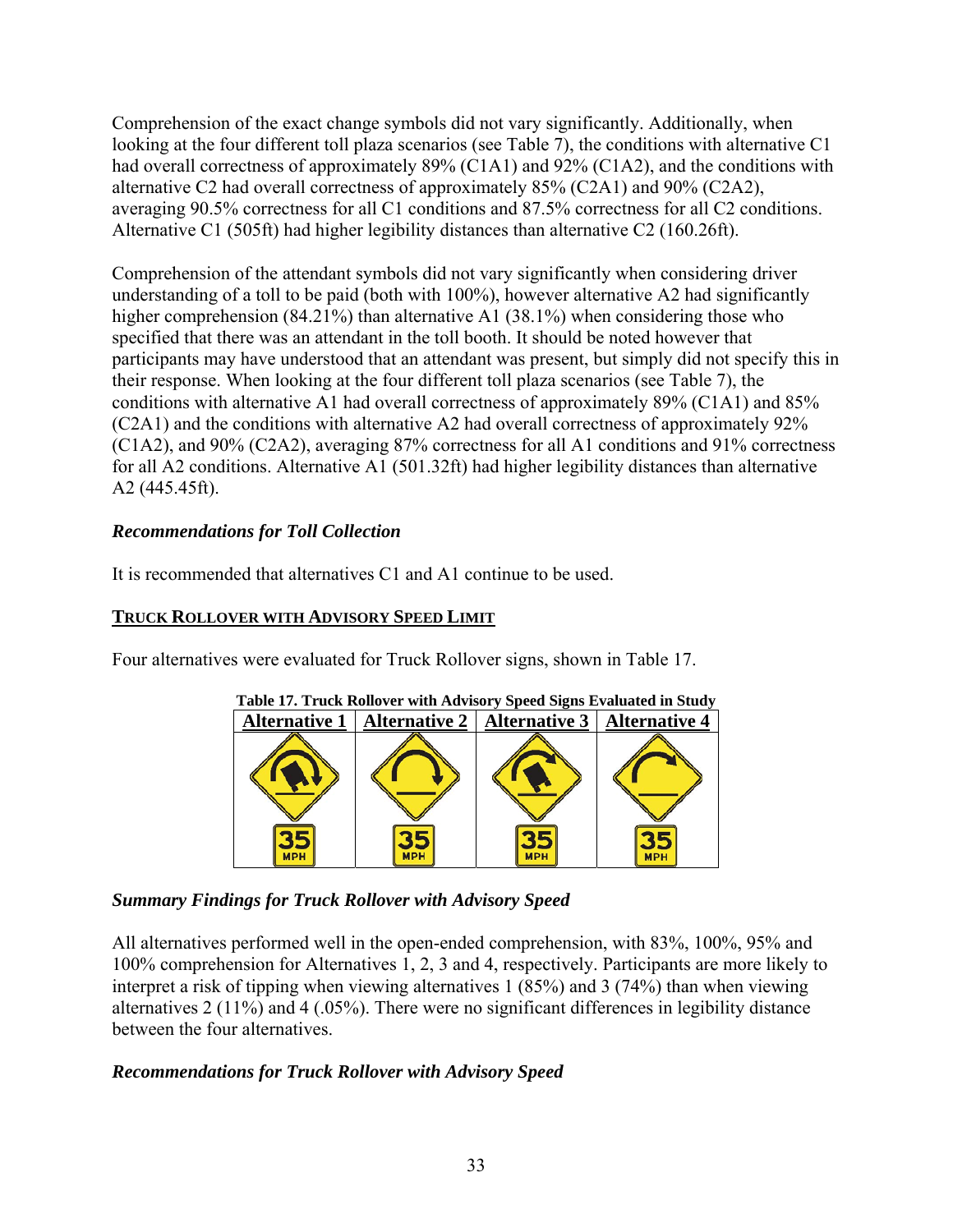Comprehension of the exact change symbols did not vary significantly. Additionally, when looking at the four different toll plaza scenarios (see Table 7), the conditions with alternative C1 had overall correctness of approximately 89% (C1A1) and 92% (C1A2), and the conditions with alternative C2 had overall correctness of approximately 85% (C2A1) and 90% (C2A2), averaging 90.5% correctness for all C1 conditions and 87.5% correctness for all C2 conditions. Alternative C1 (505ft) had higher legibility distances than alternative C2 (160.26ft).

Comprehension of the attendant symbols did not vary significantly when considering driver understanding of a toll to be paid (both with 100%), however alternative A2 had significantly higher comprehension (84.21%) than alternative A1 (38.1%) when considering those who specified that there was an attendant in the toll booth. It should be noted however that participants may have understood that an attendant was present, but simply did not specify this in their response. When looking at the four different toll plaza scenarios (see Table 7), the conditions with alternative A1 had overall correctness of approximately 89% (C1A1) and 85% (C2A1) and the conditions with alternative A2 had overall correctness of approximately 92% (C1A2), and 90% (C2A2), averaging 87% correctness for all A1 conditions and 91% correctness for all A2 conditions. Alternative A1 (501.32ft) had higher legibility distances than alternative A2 (445.45ft).

### *Recommendations for Toll Collection*

It is recommended that alternatives C1 and A1 continue to be used.

## TRUCK ROLLOVER WITH ADVISORY SPEED LIMIT

Four alternatives were evaluated for Truck Rollover signs, shown in Table 17.

**Table 17. Truck Rollover with Advisory Speed Signs Evaluated in Study**

| Alternative 1 | Alternative 2 | Alternative 3 | Alternative 4 |
|---|---|---|---|
| 35 MPH | 35 MPH | 35 MPH | 35 MPH |

### *Summary Findings for Truck Rollover with Advisory Speed*

All alternatives performed well in the open-ended comprehension, with 83%, 100%, 95% and 100% comprehension for Alternatives 1, 2, 3 and 4, respectively. Participants are more likely to interpret a risk of tipping when viewing alternatives 1 (85%) and 3 (74%) than when viewing alternatives 2 (11%) and 4 (.05%). There were no significant differences in legibility distance between the four alternatives.

### *Recommendations for Truck Rollover with Advisory Speed*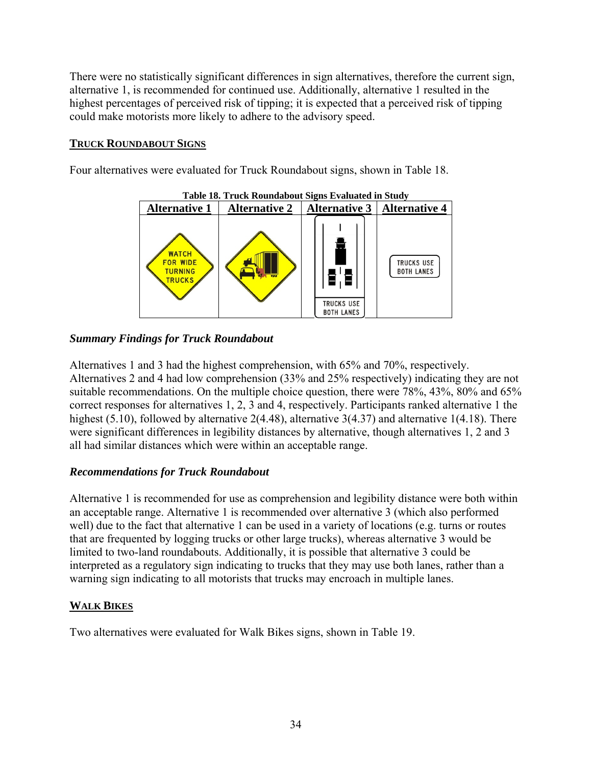There were no statistically significant differences in sign alternatives, therefore the current sign, alternative 1, is recommended for continued use. Additionally, alternative 1 resulted in the highest percentages of perceived risk of tipping; it is expected that a perceived risk of tipping could make motorists more likely to adhere to the advisory speed.

## TRUCK ROUNDABOUT SIGNS

Four alternatives were evaluated for Truck Roundabout signs, shown in Table 18.

**Table 18. Truck Roundabout Signs Evaluated in Study**

| Alternative 1 | Alternative 2 | Alternative 3 | Alternative 4 |
|---|---|---|---|
| WATCH FOR WIDE TURNING TRUCKS | | TRUCKS USE BOTH LANES | TRUCKS USE BOTH LANES |

### *Summary Findings for Truck Roundabout*

Alternatives 1 and 3 had the highest comprehension, with 65% and 70%, respectively. Alternatives 2 and 4 had low comprehension (33% and 25% respectively) indicating they are not suitable recommendations. On the multiple choice question, there were 78%, 43%, 80% and 65% correct responses for alternatives 1, 2, 3 and 4, respectively. Participants ranked alternative 1 the highest (5.10), followed by alternative 2(4.48), alternative 3(4.37) and alternative 1(4.18). There were significant differences in legibility distances by alternative, though alternatives 1, 2 and 3 all had similar distances which were within an acceptable range.

### *Recommendations for Truck Roundabout*

Alternative 1 is recommended for use as comprehension and legibility distance were both within an acceptable range. Alternative 1 is recommended over alternative 3 (which also performed well) due to the fact that alternative 1 can be used in a variety of locations (e.g. turns or routes that are frequented by logging trucks or other large trucks), whereas alternative 3 would be limited to two-land roundabouts. Additionally, it is possible that alternative 3 could be interpreted as a regulatory sign indicating to trucks that they may use both lanes, rather than a warning sign indicating to all motorists that trucks may encroach in multiple lanes.

## WALK BIKES

Two alternatives were evaluated for Walk Bikes signs, shown in Table 19.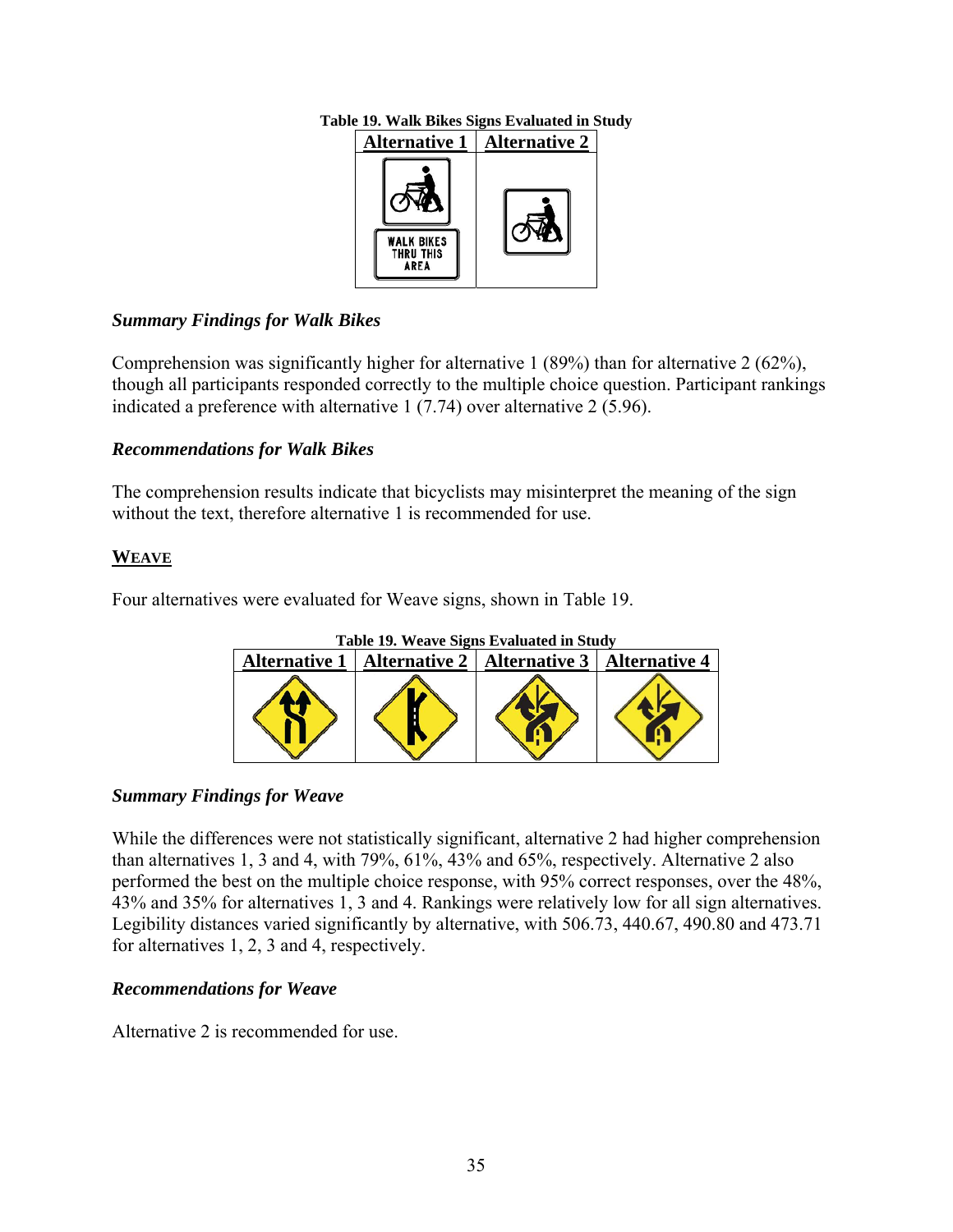**Table 19. Walk Bikes Signs Evaluated in Study**

| Alternative 1 | Alternative 2 |
| --- | --- |
| WALK BIKES THRU THIS AREA | |

### *Summary Findings for Walk Bikes*

Comprehension was significantly higher for alternative 1 (89%) than for alternative 2 (62%), though all participants responded correctly to the multiple choice question. Participant rankings indicated a preference with alternative 1 (7.74) over alternative 2 (5.96).

### *Recommendations for Walk Bikes*

The comprehension results indicate that bicyclists may misinterpret the meaning of the sign without the text, therefore alternative 1 is recommended for use.

## WEAVE

Four alternatives were evaluated for Weave signs, shown in Table 19.

**Table 19. Weave Signs Evaluated in Study**

| Alternative 1 | Alternative 2 | Alternative 3 | Alternative 4 |
| --- | --- | --- | --- |
| | | | |

### *Summary Findings for Weave*

While the differences were not statistically significant, alternative 2 had higher comprehension than alternatives 1, 3 and 4, with 79%, 61%, 43% and 65%, respectively. Alternative 2 also performed the best on the multiple choice response, with 95% correct responses, over the 48%, 43% and 35% for alternatives 1, 3 and 4. Rankings were relatively low for all sign alternatives. Legibility distances varied significantly by alternative, with 506.73, 440.67, 490.80 and 473.71 for alternatives 1, 2, 3 and 4, respectively.

### *Recommendations for Weave*

Alternative 2 is recommended for use.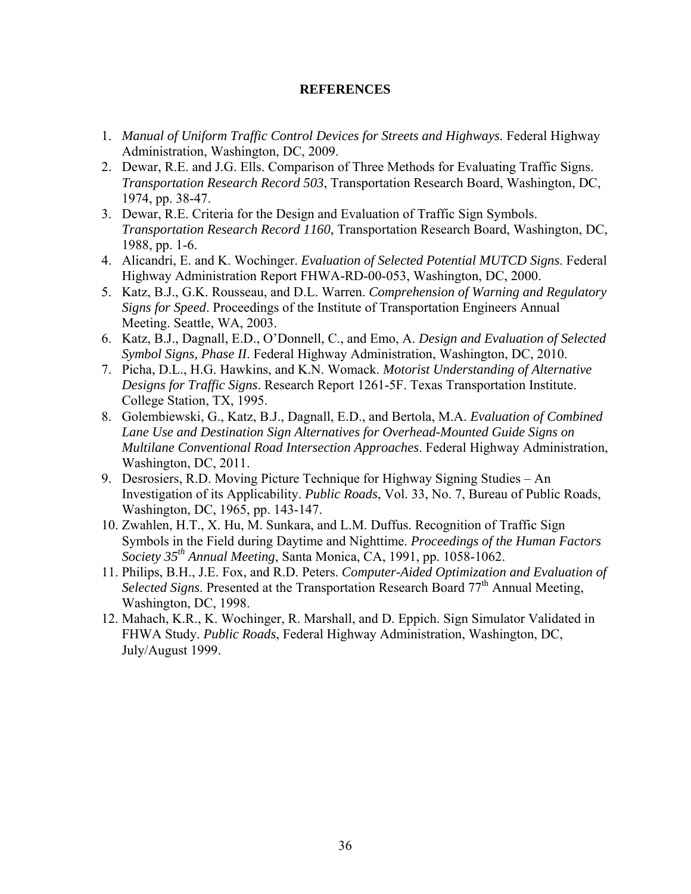# REFERENCES

1. *Manual of Uniform Traffic Control Devices for Streets and Highways.* Federal Highway Administration, Washington, DC, 2009.
2. Dewar, R.E. and J.G. Ells. Comparison of Three Methods for Evaluating Traffic Signs. *Transportation Research Record 503*, Transportation Research Board, Washington, DC, 1974, pp. 38-47.
3. Dewar, R.E. Criteria for the Design and Evaluation of Traffic Sign Symbols. *Transportation Research Record 1160*, Transportation Research Board, Washington, DC, 1988, pp. 1-6.
4. Alicandri, E. and K. Wochinger. *Evaluation of Selected Potential MUTCD Signs*. Federal Highway Administration Report FHWA-RD-00-053, Washington, DC, 2000.
5. Katz, B.J., G.K. Rousseau, and D.L. Warren. *Comprehension of Warning and Regulatory Signs for Speed*. Proceedings of the Institute of Transportation Engineers Annual Meeting. Seattle, WA, 2003.
6. Katz, B.J., Dagnall, E.D., O'Donnell, C., and Emo, A. *Design and Evaluation of Selected Symbol Signs, Phase II*. Federal Highway Administration, Washington, DC, 2010.
7. Picha, D.L., H.G. Hawkins, and K.N. Womack. *Motorist Understanding of Alternative Designs for Traffic Signs*. Research Report 1261-5F. Texas Transportation Institute. College Station, TX, 1995.
8. Golembiewski, G., Katz, B.J., Dagnall, E.D., and Bertola, M.A. *Evaluation of Combined Lane Use and Destination Sign Alternatives for Overhead-Mounted Guide Signs on Multilane Conventional Road Intersection Approaches*. Federal Highway Administration, Washington, DC, 2011.
9. Desrosiers, R.D. Moving Picture Technique for Highway Signing Studies – An Investigation of its Applicability. *Public Roads*, Vol. 33, No. 7, Bureau of Public Roads, Washington, DC, 1965, pp. 143-147.
10. Zwahlen, H.T., X. Hu, M. Sunkara, and L.M. Duffus. Recognition of Traffic Sign Symbols in the Field during Daytime and Nighttime. *Proceedings of the Human Factors Society 35th Annual Meeting*, Santa Monica, CA, 1991, pp. 1058-1062.
11. Philips, B.H., J.E. Fox, and R.D. Peters. *Computer-Aided Optimization and Evaluation of Selected Signs*. Presented at the Transportation Research Board 77th Annual Meeting, Washington, DC, 1998.
12. Mahach, K.R., K. Wochinger, R. Marshall, and D. Eppich. Sign Simulator Validated in FHWA Study. *Public Roads*, Federal Highway Administration, Washington, DC, July/August 1999.